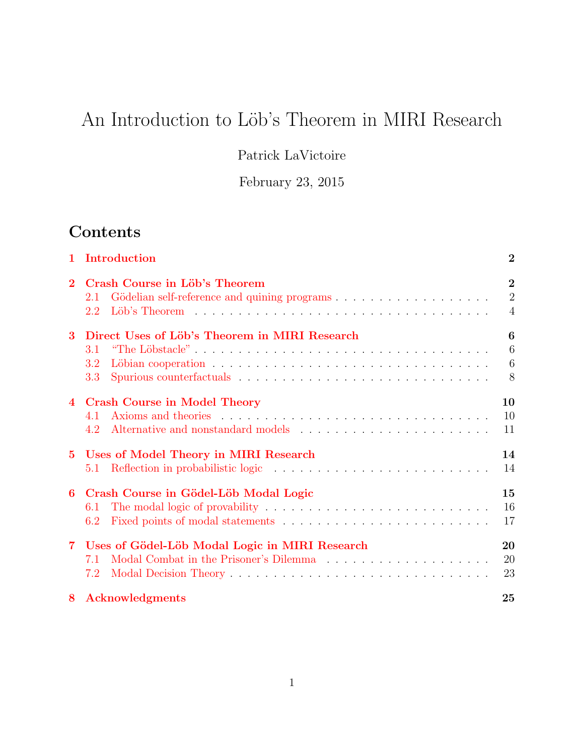# An Introduction to Löb's Theorem in MIRI Research

Patrick LaVictoire

February 23, 2015

## Contents

**1 Introduction** — **2**

**2 Crash Course in Löb's Theorem** — **2**
- 2.1 Gödelian self-reference and quining programs — 2
- 2.2 Löb's Theorem — 4

**3 Direct Uses of Löb's Theorem in MIRI Research** — **6**
- 3.1 "The Löbstacle" — 6
- 3.2 Löbian cooperation — 6
- 3.3 Spurious counterfactuals — 8

**4 Crash Course in Model Theory** — **10**
- 4.1 Axioms and theories — 10
- 4.2 Alternative and nonstandard models — 11

**5 Uses of Model Theory in MIRI Research** — **14**
- 5.1 Reflection in probabilistic logic — 14

**6 Crash Course in Gödel-Löb Modal Logic** — **15**
- 6.1 The modal logic of provability — 16
- 6.2 Fixed points of modal statements — 17

**7 Uses of Gödel-Löb Modal Logic in MIRI Research** — **20**
- 7.1 Modal Combat in the Prisoner's Dilemma — 20
- 7.2 Modal Decision Theory — 23

**8 Acknowledgments** — **25**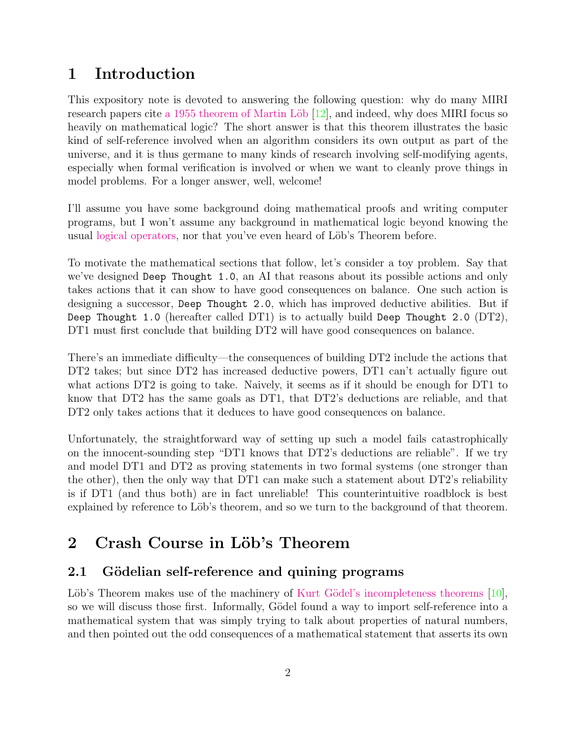# 1 Introduction

This expository note is devoted to answering the following question: why do many MIRI research papers cite a 1955 theorem of Martin Löb [12], and indeed, why does MIRI focus so heavily on mathematical logic? The short answer is that this theorem illustrates the basic kind of self-reference involved when an algorithm considers its own output as part of the universe, and it is thus germane to many kinds of research involving self-modifying agents, especially when formal verification is involved or when we want to cleanly prove things in model problems. For a longer answer, well, welcome!

I'll assume you have some background doing mathematical proofs and writing computer programs, but I won't assume any background in mathematical logic beyond knowing the usual logical operators, nor that you've even heard of Löb's Theorem before.

To motivate the mathematical sections that follow, let's consider a toy problem. Say that we've designed `Deep Thought 1.0`, an AI that reasons about its possible actions and only takes actions that it can show to have good consequences on balance. One such action is designing a successor, `Deep Thought 2.0`, which has improved deductive abilities. But if `Deep Thought 1.0` (hereafter called DT1) is to actually build `Deep Thought 2.0` (DT2), DT1 must first conclude that building DT2 will have good consequences on balance.

There's an immediate difficulty—the consequences of building DT2 include the actions that DT2 takes; but since DT2 has increased deductive powers, DT1 can't actually figure out what actions DT2 is going to take. Naively, it seems as if it should be enough for DT1 to know that DT2 has the same goals as DT1, that DT2's deductions are reliable, and that DT2 only takes actions that it deduces to have good consequences on balance.

Unfortunately, the straightforward way of setting up such a model fails catastrophically on the innocent-sounding step "DT1 knows that DT2's deductions are reliable". If we try and model DT1 and DT2 as proving statements in two formal systems (one stronger than the other), then the only way that DT1 can make such a statement about DT2's reliability is if DT1 (and thus both) are in fact unreliable! This counterintuitive roadblock is best explained by reference to Löb's theorem, and so we turn to the background of that theorem.

# 2 Crash Course in Löb's Theorem

## 2.1 Gödelian self-reference and quining programs

Löb's Theorem makes use of the machinery of Kurt Gödel's incompleteness theorems [10], so we will discuss those first. Informally, Gödel found a way to import self-reference into a mathematical system that was simply trying to talk about properties of natural numbers, and then pointed out the odd consequences of a mathematical statement that asserts its own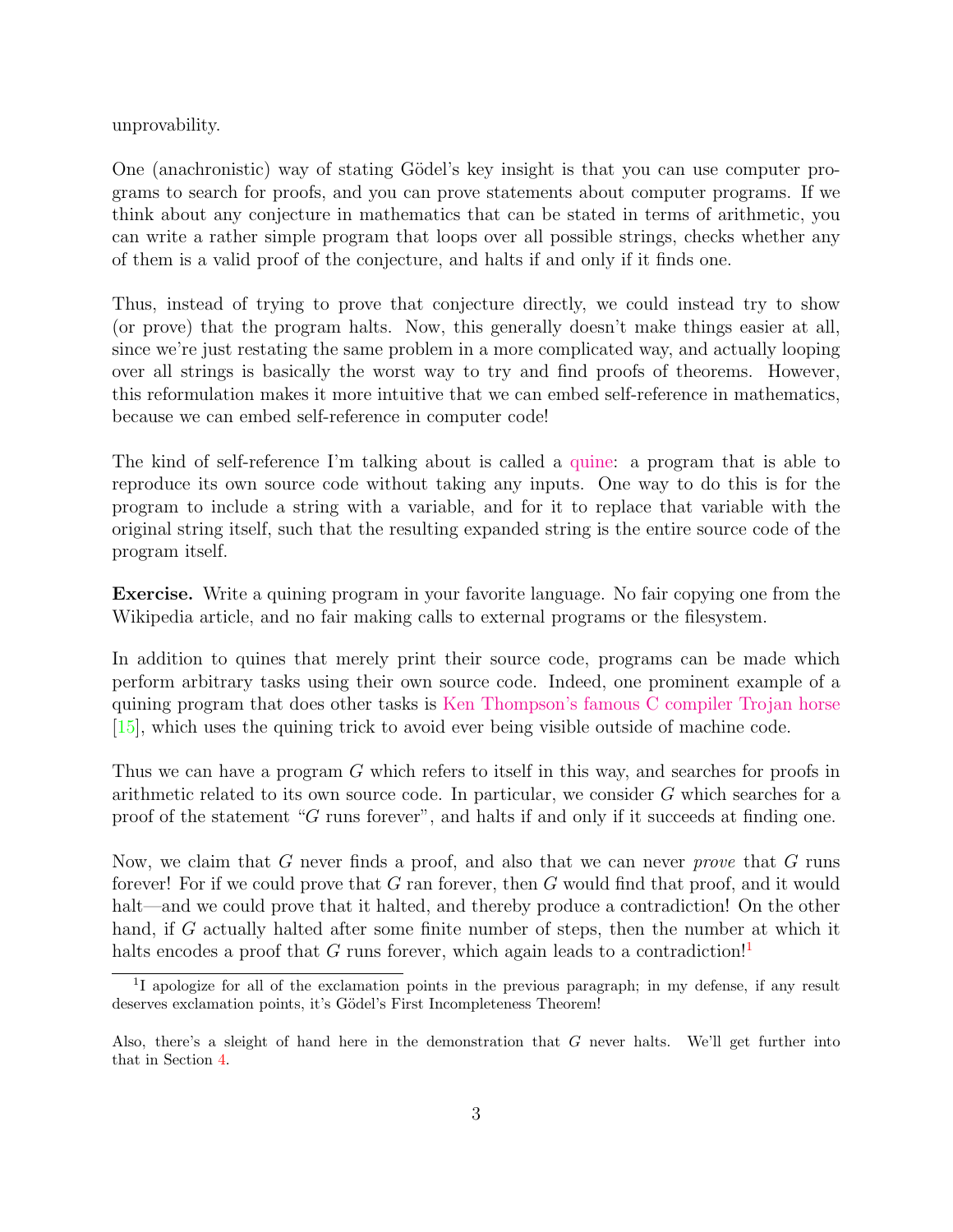unprovability.

One (anachronistic) way of stating Gödel's key insight is that you can use computer programs to search for proofs, and you can prove statements about computer programs. If we think about any conjecture in mathematics that can be stated in terms of arithmetic, you can write a rather simple program that loops over all possible strings, checks whether any of them is a valid proof of the conjecture, and halts if and only if it finds one.

Thus, instead of trying to prove that conjecture directly, we could instead try to show (or prove) that the program halts. Now, this generally doesn't make things easier at all, since we're just restating the same problem in a more complicated way, and actually looping over all strings is basically the worst way to try and find proofs of theorems. However, this reformulation makes it more intuitive that we can embed self-reference in mathematics, because we can embed self-reference in computer code!

The kind of self-reference I'm talking about is called a quine: a program that is able to reproduce its own source code without taking any inputs. One way to do this is for the program to include a string with a variable, and for it to replace that variable with the original string itself, such that the resulting expanded string is the entire source code of the program itself.

**Exercise.** Write a quining program in your favorite language. No fair copying one from the Wikipedia article, and no fair making calls to external programs or the filesystem.

In addition to quines that merely print their source code, programs can be made which perform arbitrary tasks using their own source code. Indeed, one prominent example of a quining program that does other tasks is Ken Thompson's famous C compiler Trojan horse [15], which uses the quining trick to avoid ever being visible outside of machine code.

Thus we can have a program $G$ which refers to itself in this way, and searches for proofs in arithmetic related to its own source code. In particular, we consider $G$ which searches for a proof of the statement "$G$ runs forever", and halts if and only if it succeeds at finding one.

Now, we claim that $G$ never finds a proof, and also that we can never *prove* that $G$ runs forever! For if we could prove that $G$ ran forever, then $G$ would find that proof, and it would halt—and we could prove that it halted, and thereby produce a contradiction! On the other hand, if $G$ actually halted after some finite number of steps, then the number at which it halts encodes a proof that $G$ runs forever, which again leads to a contradiction![1]

[1] I apologize for all of the exclamation points in the previous paragraph; in my defense, if any result deserves exclamation points, it's Gödel's First Incompleteness Theorem!

Also, there's a sleight of hand here in the demonstration that $G$ never halts. We'll get further into that in Section 4.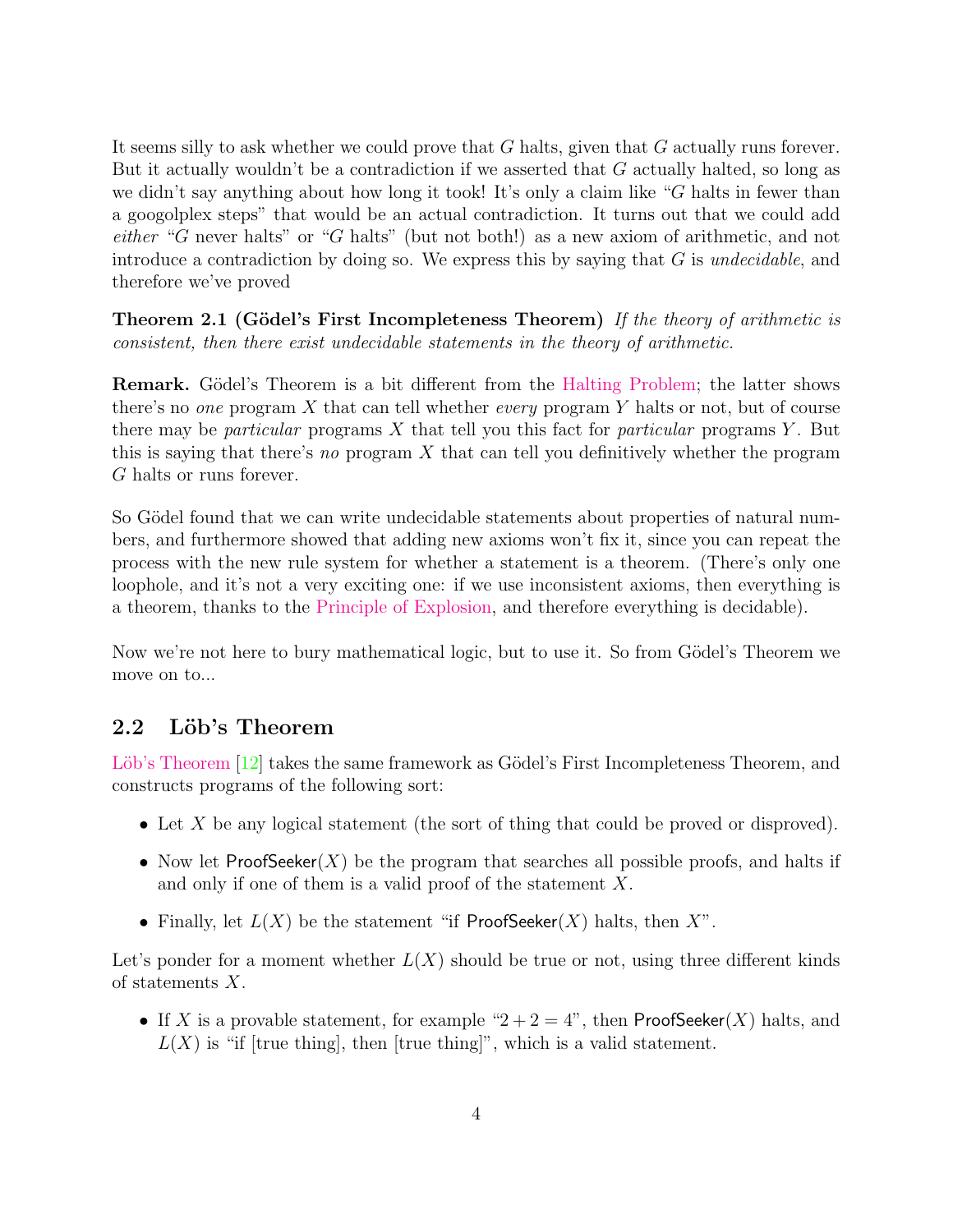It seems silly to ask whether we could prove that $G$ halts, given that $G$ actually runs forever. But it actually wouldn't be a contradiction if we asserted that $G$ actually halted, so long as we didn't say anything about how long it took! It's only a claim like "$G$ halts in fewer than a googolplex steps" that would be an actual contradiction. It turns out that we could add *either* "$G$ never halts" or "$G$ halts" (but not both!) as a new axiom of arithmetic, and not introduce a contradiction by doing so. We express this by saying that $G$ is *undecidable*, and therefore we've proved

**Theorem 2.1 (Gödel's First Incompleteness Theorem)** *If the theory of arithmetic is consistent, then there exist undecidable statements in the theory of arithmetic.*

**Remark.** Gödel's Theorem is a bit different from the Halting Problem; the latter shows there's no *one* program $X$ that can tell whether *every* program $Y$ halts or not, but of course there may be *particular* programs $X$ that tell you this fact for *particular* programs $Y$. But this is saying that there's *no* program $X$ that can tell you definitively whether the program $G$ halts or runs forever.

So Gödel found that we can write undecidable statements about properties of natural numbers, and furthermore showed that adding new axioms won't fix it, since you can repeat the process with the new rule system for whether a statement is a theorem. (There's only one loophole, and it's not a very exciting one: if we use inconsistent axioms, then everything is a theorem, thanks to the Principle of Explosion, and therefore everything is decidable).

Now we're not here to bury mathematical logic, but to use it. So from Gödel's Theorem we move on to...

## 2.2 Löb's Theorem

Löb's Theorem [12] takes the same framework as Gödel's First Incompleteness Theorem, and constructs programs of the following sort:

- Let $X$ be any logical statement (the sort of thing that could be proved or disproved).
- Now let $\mathsf{ProofSeeker}(X)$ be the program that searches all possible proofs, and halts if and only if one of them is a valid proof of the statement $X$.
- Finally, let $L(X)$ be the statement "if $\mathsf{ProofSeeker}(X)$ halts, then $X$".

Let's ponder for a moment whether $L(X)$ should be true or not, using three different kinds of statements $X$.

- If $X$ is a provable statement, for example "$2 + 2 = 4$", then $\mathsf{ProofSeeker}(X)$ halts, and $L(X)$ is "if [true thing], then [true thing]", which is a valid statement.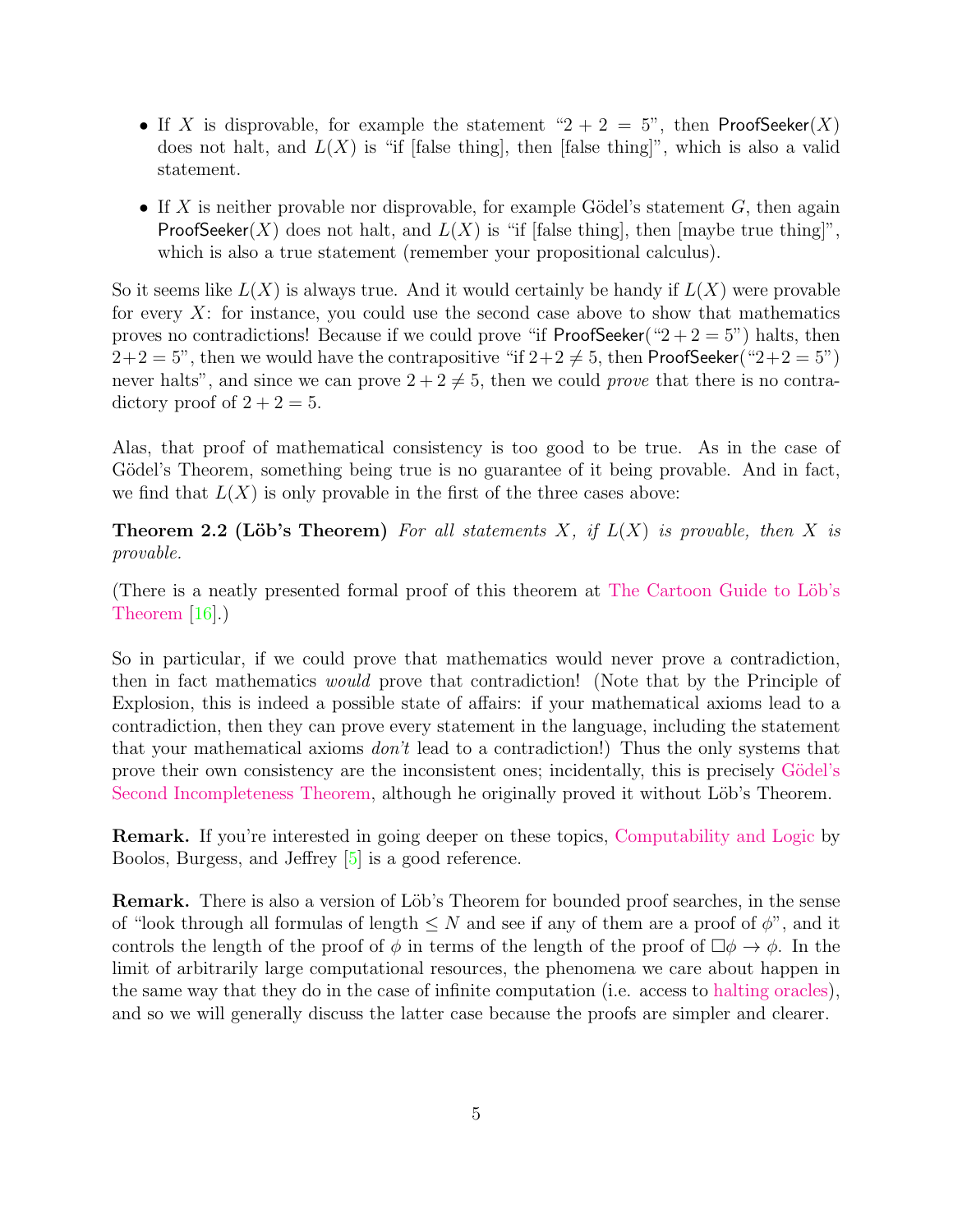- If $X$ is disprovable, for example the statement "$2 + 2 = 5$", then ProofSeeker($X$) does not halt, and $L(X)$ is "if [false thing], then [false thing]", which is also a valid statement.
- If $X$ is neither provable nor disprovable, for example Gödel's statement $G$, then again ProofSeeker($X$) does not halt, and $L(X)$ is "if [false thing], then [maybe true thing]", which is also a true statement (remember your propositional calculus).

So it seems like $L(X)$ is always true. And it would certainly be handy if $L(X)$ were provable for every $X$: for instance, you could use the second case above to show that mathematics proves no contradictions! Because if we could prove "if ProofSeeker("$2 + 2 = 5$") halts, then $2+2 = 5$", then we would have the contrapositive "if $2+2 \neq 5$, then ProofSeeker("$2+2 = 5$") never halts", and since we can prove $2 + 2 \neq 5$, then we could *prove* that there is no contradictory proof of $2 + 2 = 5$.

Alas, that proof of mathematical consistency is too good to be true. As in the case of Gödel's Theorem, something being true is no guarantee of it being provable. And in fact, we find that $L(X)$ is only provable in the first of the three cases above:

**Theorem 2.2 (Löb's Theorem)** *For all statements $X$, if $L(X)$ is provable, then $X$ is provable.*

(There is a neatly presented formal proof of this theorem at The Cartoon Guide to Löb's Theorem [16].)

So in particular, if we could prove that mathematics would never prove a contradiction, then in fact mathematics *would* prove that contradiction! (Note that by the Principle of Explosion, this is indeed a possible state of affairs: if your mathematical axioms lead to a contradiction, then they can prove every statement in the language, including the statement that your mathematical axioms *don't* lead to a contradiction!) Thus the only systems that prove their own consistency are the inconsistent ones; incidentally, this is precisely Gödel's Second Incompleteness Theorem, although he originally proved it without Löb's Theorem.

**Remark.** If you're interested in going deeper on these topics, Computability and Logic by Boolos, Burgess, and Jeffrey [5] is a good reference.

**Remark.** There is also a version of Löb's Theorem for bounded proof searches, in the sense of "look through all formulas of length $\leq N$ and see if any of them are a proof of $\phi$", and it controls the length of the proof of $\phi$ in terms of the length of the proof of $\Box\phi \to \phi$. In the limit of arbitrarily large computational resources, the phenomena we care about happen in the same way that they do in the case of infinite computation (i.e. access to halting oracles), and so we will generally discuss the latter case because the proofs are simpler and clearer.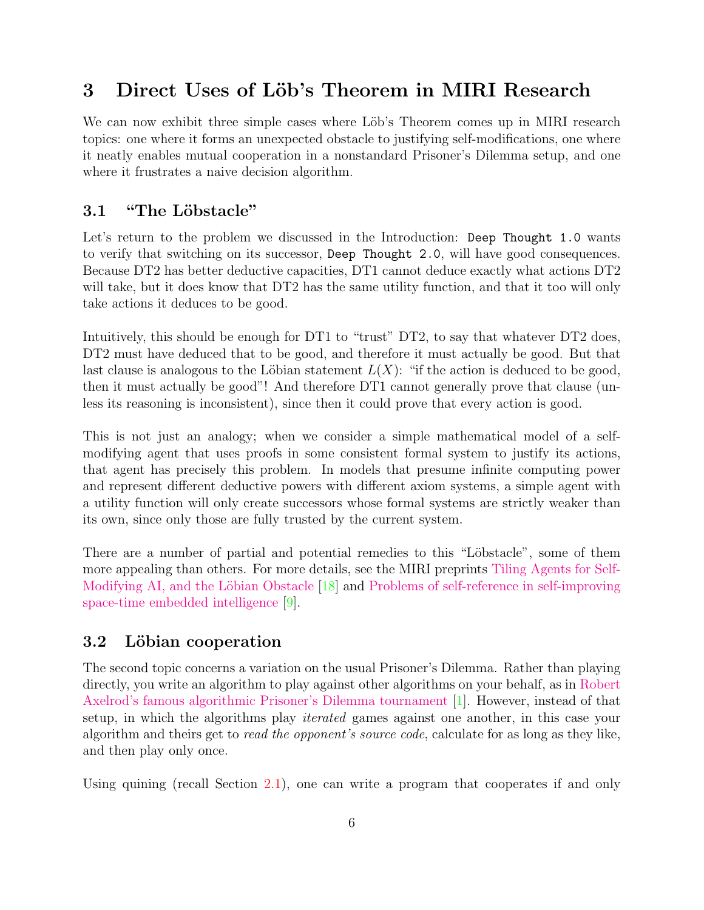## 3 Direct Uses of Löb's Theorem in MIRI Research

We can now exhibit three simple cases where Löb's Theorem comes up in MIRI research topics: one where it forms an unexpected obstacle to justifying self-modifications, one where it neatly enables mutual cooperation in a nonstandard Prisoner's Dilemma setup, and one where it frustrates a naive decision algorithm.

### 3.1 "The Löbstacle"

Let's return to the problem we discussed in the Introduction: `Deep Thought 1.0` wants to verify that switching on its successor, `Deep Thought 2.0`, will have good consequences. Because DT2 has better deductive capacities, DT1 cannot deduce exactly what actions DT2 will take, but it does know that DT2 has the same utility function, and that it too will only take actions it deduces to be good.

Intuitively, this should be enough for DT1 to "trust" DT2, to say that whatever DT2 does, DT2 must have deduced that to be good, and therefore it must actually be good. But that last clause is analogous to the Löbian statement $L(X)$: "if the action is deduced to be good, then it must actually be good"! And therefore DT1 cannot generally prove that clause (unless its reasoning is inconsistent), since then it could prove that every action is good.

This is not just an analogy; when we consider a simple mathematical model of a self-modifying agent that uses proofs in some consistent formal system to justify its actions, that agent has precisely this problem. In models that presume infinite computing power and represent different deductive powers with different axiom systems, a simple agent with a utility function will only create successors whose formal systems are strictly weaker than its own, since only those are fully trusted by the current system.

There are a number of partial and potential remedies to this "Löbstacle", some of them more appealing than others. For more details, see the MIRI preprints Tiling Agents for Self-Modifying AI, and the Löbian Obstacle [18] and Problems of self-reference in self-improving space-time embedded intelligence [9].

### 3.2 Löbian cooperation

The second topic concerns a variation on the usual Prisoner's Dilemma. Rather than playing directly, you write an algorithm to play against other algorithms on your behalf, as in Robert Axelrod's famous algorithmic Prisoner's Dilemma tournament [1]. However, instead of that setup, in which the algorithms play *iterated* games against one another, in this case your algorithm and theirs get to *read the opponent's source code*, calculate for as long as they like, and then play only once.

Using quining (recall Section 2.1), one can write a program that cooperates if and only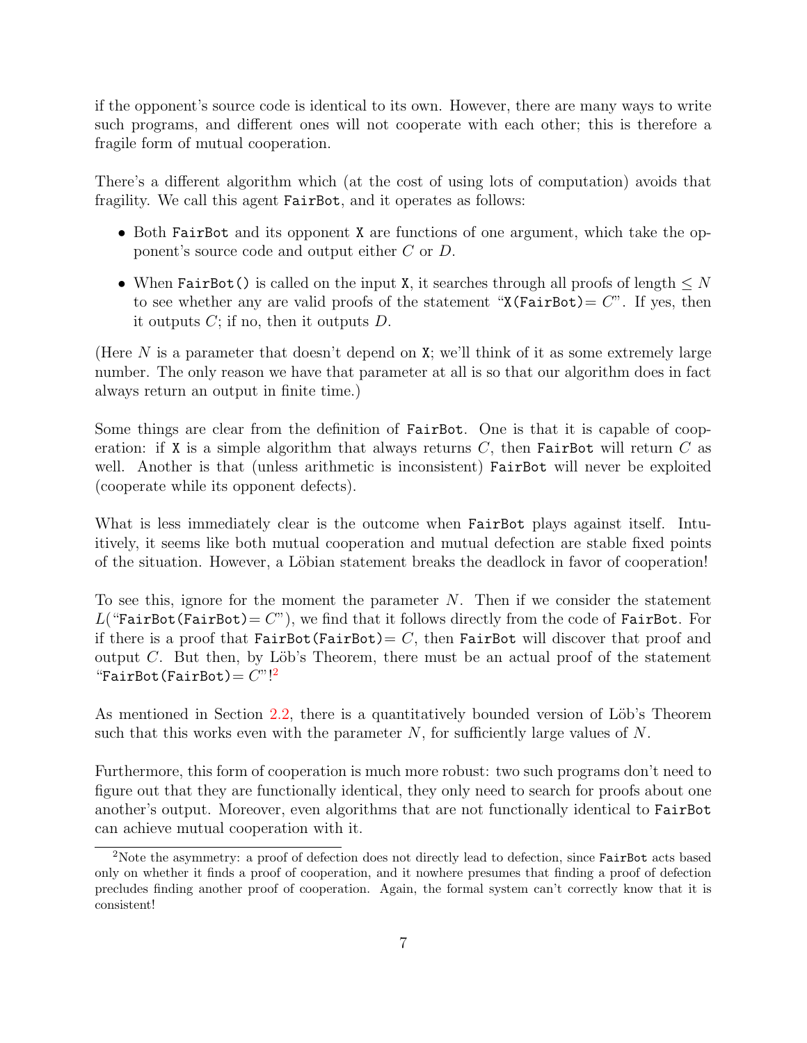if the opponent's source code is identical to its own. However, there are many ways to write such programs, and different ones will not cooperate with each other; this is therefore a fragile form of mutual cooperation.

There's a different algorithm which (at the cost of using lots of computation) avoids that fragility. We call this agent `FairBot`, and it operates as follows:

- Both `FairBot` and its opponent `X` are functions of one argument, which take the opponent's source code and output either $C$ or $D$.
- When `FairBot()` is called on the input `X`, it searches through all proofs of length $\leq N$ to see whether any are valid proofs of the statement "`X(FairBot)`$= C$". If yes, then it outputs $C$; if no, then it outputs $D$.

(Here $N$ is a parameter that doesn't depend on `X`; we'll think of it as some extremely large number. The only reason we have that parameter at all is so that our algorithm does in fact always return an output in finite time.)

Some things are clear from the definition of `FairBot`. One is that it is capable of cooperation: if `X` is a simple algorithm that always returns $C$, then `FairBot` will return $C$ as well. Another is that (unless arithmetic is inconsistent) `FairBot` will never be exploited (cooperate while its opponent defects).

What is less immediately clear is the outcome when `FairBot` plays against itself. Intuitively, it seems like both mutual cooperation and mutual defection are stable fixed points of the situation. However, a Löbian statement breaks the deadlock in favor of cooperation!

To see this, ignore for the moment the parameter $N$. Then if we consider the statement $L$("`FairBot(FairBot)`$= C$"), we find that it follows directly from the code of `FairBot`. For if there is a proof that `FairBot(FairBot)`$= C$, then `FairBot` will discover that proof and output $C$. But then, by Löb's Theorem, there must be an actual proof of the statement "`FairBot(FairBot)`$= C$"![2]

As mentioned in Section 2.2, there is a quantitatively bounded version of Löb's Theorem such that this works even with the parameter $N$, for sufficiently large values of $N$.

Furthermore, this form of cooperation is much more robust: two such programs don't need to figure out that they are functionally identical, they only need to search for proofs about one another's output. Moreover, even algorithms that are not functionally identical to `FairBot` can achieve mutual cooperation with it.

[2] Note the asymmetry: a proof of defection does not directly lead to defection, since `FairBot` acts based only on whether it finds a proof of cooperation, and it nowhere presumes that finding a proof of defection precludes finding another proof of cooperation. Again, the formal system can't correctly know that it is consistent!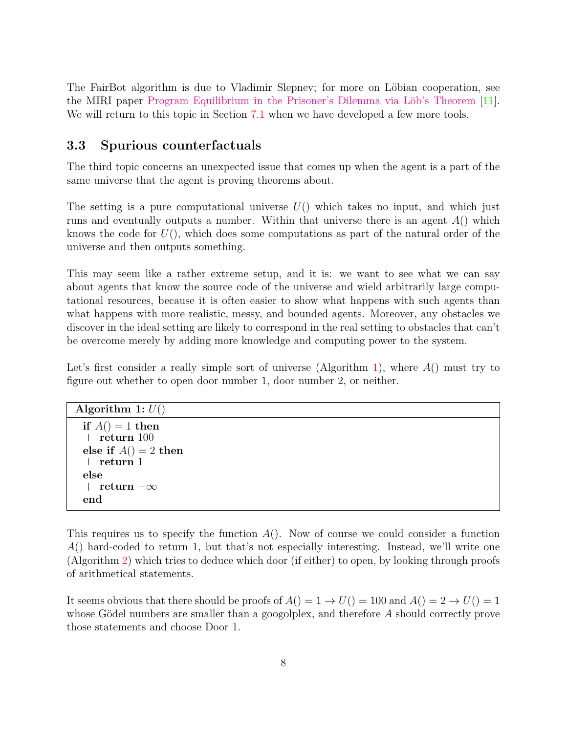The FairBot algorithm is due to Vladimir Slepnev; for more on Löbian cooperation, see the MIRI paper Program Equilibrium in the Prisoner's Dilemma via Löb's Theorem [11]. We will return to this topic in Section 7.1 when we have developed a few more tools.

### 3.3 Spurious counterfactuals

The third topic concerns an unexpected issue that comes up when the agent is a part of the same universe that the agent is proving theorems about.

The setting is a pure computational universe $U()$ which takes no input, and which just runs and eventually outputs a number. Within that universe there is an agent $A()$ which knows the code for $U()$, which does some computations as part of the natural order of the universe and then outputs something.

This may seem like a rather extreme setup, and it is: we want to see what we can say about agents that know the source code of the universe and wield arbitrarily large computational resources, because it is often easier to show what happens with such agents than what happens with more realistic, messy, and bounded agents. Moreover, any obstacles we discover in the ideal setting are likely to correspond in the real setting to obstacles that can't be overcome merely by adding more knowledge and computing power to the system.

Let's first consider a really simple sort of universe (Algorithm 1), where $A()$ must try to figure out whether to open door number 1, door number 2, or neither.

**Algorithm 1:** $U()$

```
if A() = 1 then
    return 100
else if A() = 2 then
    return 1
else
    return −∞
end
```

This requires us to specify the function $A()$. Now of course we could consider a function $A()$ hard-coded to return 1, but that's not especially interesting. Instead, we'll write one (Algorithm 2) which tries to deduce which door (if either) to open, by looking through proofs of arithmetical statements.

It seems obvious that there should be proofs of $A() = 1 \to U() = 100$ and $A() = 2 \to U() = 1$ whose Gödel numbers are smaller than a googolplex, and therefore $A$ should correctly prove those statements and choose Door 1.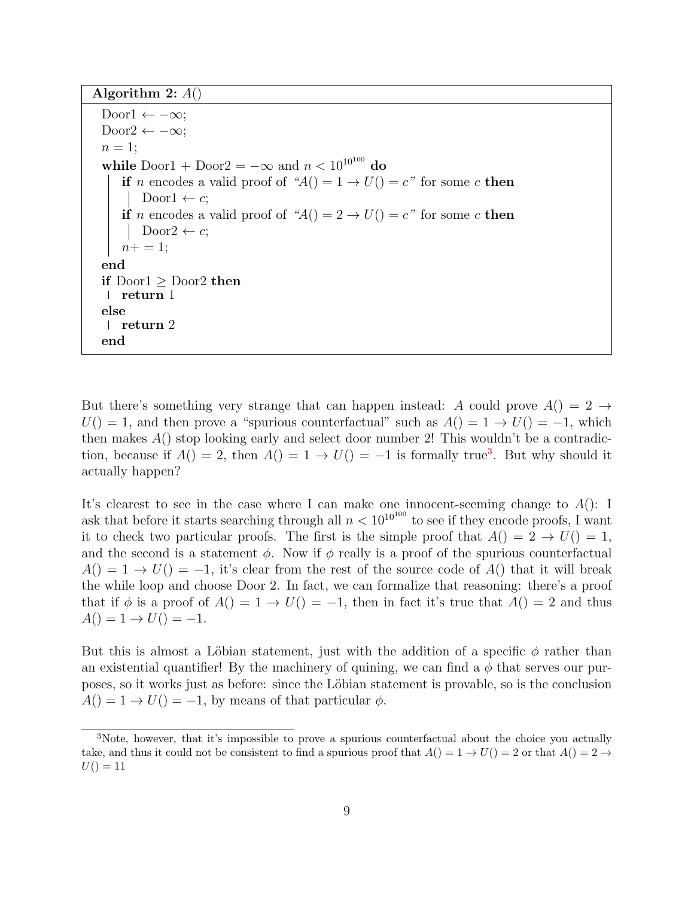**Algorithm 2:** $A()$

```
Door1 ← −∞;
Door2 ← −∞;
n = 1;
while Door1 + Door2 = −∞ and n < 10^(10^100) do
    if n encodes a valid proof of "A() = 1 → U() = c" for some c then
        Door1 ← c;
    if n encodes a valid proof of "A() = 2 → U() = c" for some c then
        Door2 ← c;
    n+ = 1;
end
if Door1 ≥ Door2 then
    return 1
else
    return 2
end
```

But there's something very strange that can happen instead: $A$ could prove $A() = 2 \to U() = 1$, and then prove a "spurious counterfactual" such as $A() = 1 \to U() = -1$, which then makes $A()$ stop looking early and select door number 2! This wouldn't be a contradiction, because if $A() = 2$, then $A() = 1 \to U() = -1$ is formally true[3]. But why should it actually happen?

It's clearest to see in the case where I can make one innocent-seeming change to $A()$: I ask that before it starts searching through all $n < 10^{10^{100}}$ to see if they encode proofs, I want it to check two particular proofs. The first is the simple proof that $A() = 2 \to U() = 1$, and the second is a statement $\phi$. Now if $\phi$ really is a proof of the spurious counterfactual $A() = 1 \to U() = -1$, it's clear from the rest of the source code of $A()$ that it will break the while loop and choose Door 2. In fact, we can formalize that reasoning: there's a proof that if $\phi$ is a proof of $A() = 1 \to U() = -1$, then in fact it's true that $A() = 2$ and thus $A() = 1 \to U() = -1$.

But this is almost a Löbian statement, just with the addition of a specific $\phi$ rather than an existential quantifier! By the machinery of quining, we can find a $\phi$ that serves our purposes, so it works just as before: since the Löbian statement is provable, so is the conclusion $A() = 1 \to U() = -1$, by means of that particular $\phi$.

---

[3] Note, however, that it's impossible to prove a spurious counterfactual about the choice you actually take, and thus it could not be consistent to find a spurious proof that $A() = 1 \to U() = 2$ or that $A() = 2 \to U() = 11$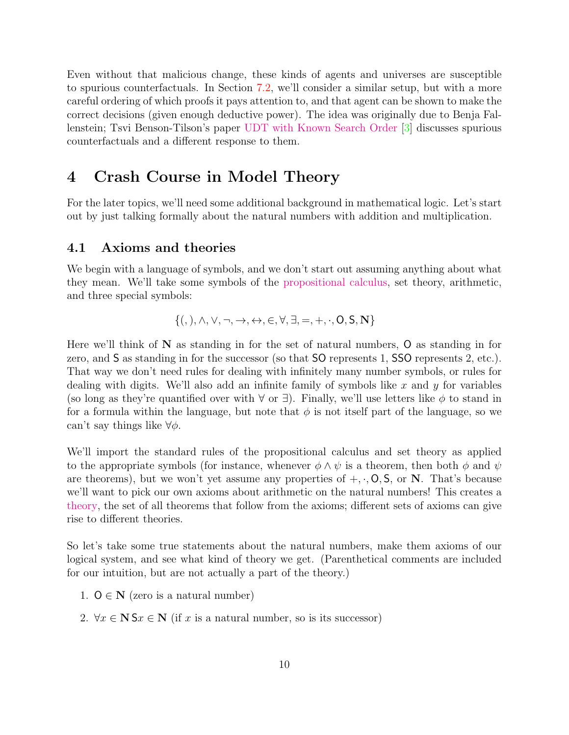Even without that malicious change, these kinds of agents and universes are susceptible to spurious counterfactuals. In Section 7.2, we'll consider a similar setup, but with a more careful ordering of which proofs it pays attention to, and that agent can be shown to make the correct decisions (given enough deductive power). The idea was originally due to Benja Fallenstein; Tsvi Benson-Tilson's paper UDT with Known Search Order [3] discusses spurious counterfactuals and a different response to them.

# 4 Crash Course in Model Theory

For the later topics, we'll need some additional background in mathematical logic. Let's start out by just talking formally about the natural numbers with addition and multiplication.

## 4.1 Axioms and theories

We begin with a language of symbols, and we don't start out assuming anything about what they mean. We'll take some symbols of the propositional calculus, set theory, arithmetic, and three special symbols:

$$\{(,),\wedge,\vee,\neg,\rightarrow,\leftrightarrow,\in,\forall,\exists,=,+,\cdot,\mathsf{O},\mathsf{S},\mathbf{N}\}$$

Here we'll think of $\mathbf{N}$ as standing in for the set of natural numbers, $\mathsf{O}$ as standing in for zero, and $\mathsf{S}$ as standing in for the successor (so that $\mathsf{SO}$ represents 1, $\mathsf{SSO}$ represents 2, etc.). That way we don't need rules for dealing with infinitely many number symbols, or rules for dealing with digits. We'll also add an infinite family of symbols like $x$ and $y$ for variables (so long as they're quantified over with $\forall$ or $\exists$). Finally, we'll use letters like $\phi$ to stand in for a formula within the language, but note that $\phi$ is not itself part of the language, so we can't say things like $\forall\phi$.

We'll import the standard rules of the propositional calculus and set theory as applied to the appropriate symbols (for instance, whenever $\phi \wedge \psi$ is a theorem, then both $\phi$ and $\psi$ are theorems), but we won't yet assume any properties of $+, \cdot, \mathsf{O}, \mathsf{S}$, or $\mathbf{N}$. That's because we'll want to pick our own axioms about arithmetic on the natural numbers! This creates a theory, the set of all theorems that follow from the axioms; different sets of axioms can give rise to different theories.

So let's take some true statements about the natural numbers, make them axioms of our logical system, and see what kind of theory we get. (Parenthetical comments are included for our intuition, but are not actually a part of the theory.)

1. $\mathsf{O} \in \mathbf{N}$ (zero is a natural number)
2. $\forall x \in \mathbf{N}\, \mathsf{S}x \in \mathbf{N}$ (if $x$ is a natural number, so is its successor)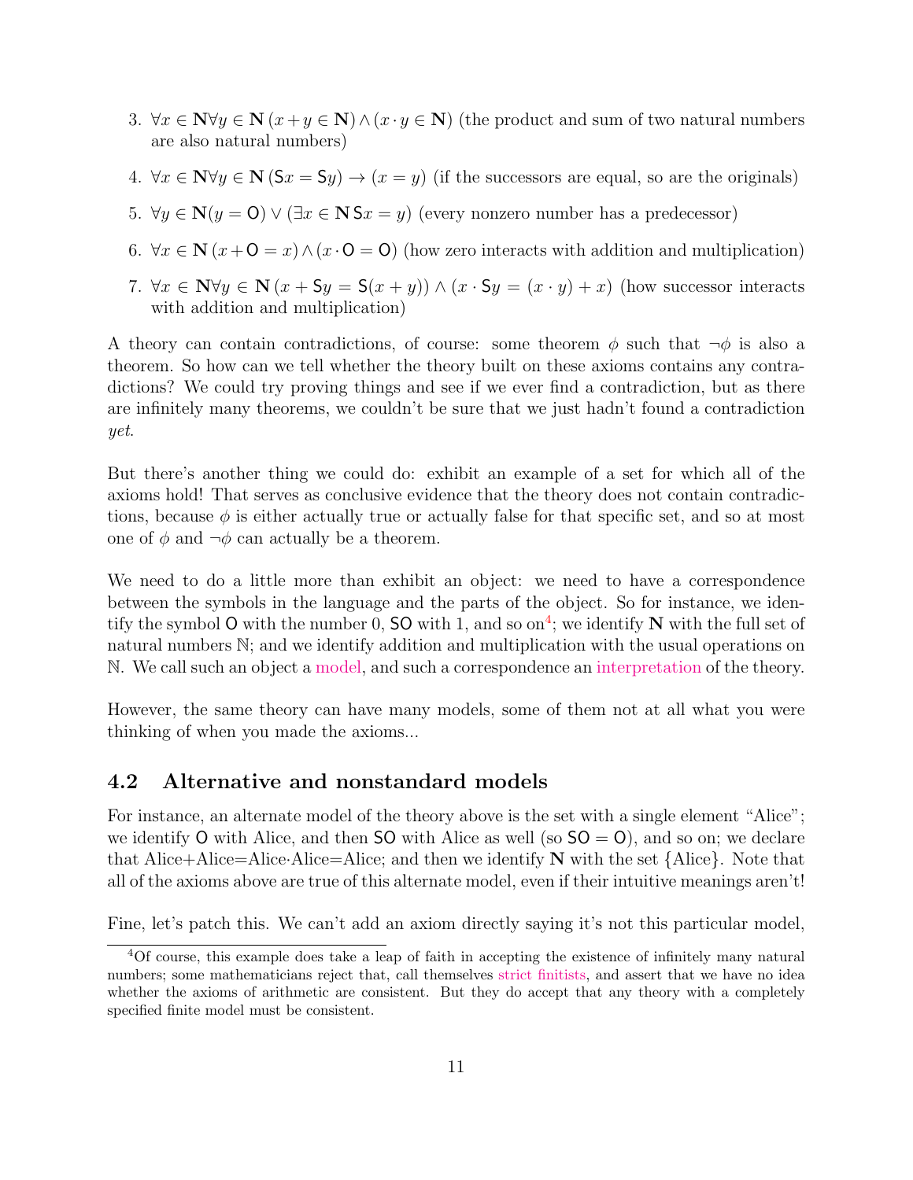3. $\forall x \in \mathbf{N} \forall y \in \mathbf{N} \, (x + y \in \mathbf{N}) \wedge (x \cdot y \in \mathbf{N})$ (the product and sum of two natural numbers are also natural numbers)

4. $\forall x \in \mathbf{N} \forall y \in \mathbf{N} \, (\mathsf{S}x = \mathsf{S}y) \to (x = y)$ (if the successors are equal, so are the originals)

5. $\forall y \in \mathbf{N} (y = \mathsf{O}) \vee (\exists x \in \mathbf{N} \, \mathsf{S}x = y)$ (every nonzero number has a predecessor)

6. $\forall x \in \mathbf{N} \, (x + \mathsf{O} = x) \wedge (x \cdot \mathsf{O} = \mathsf{O})$ (how zero interacts with addition and multiplication)

7. $\forall x \in \mathbf{N} \forall y \in \mathbf{N} \, (x + \mathsf{S}y = \mathsf{S}(x + y)) \wedge (x \cdot \mathsf{S}y = (x \cdot y) + x)$ (how successor interacts with addition and multiplication)

A theory can contain contradictions, of course: some theorem $\phi$ such that $\neg\phi$ is also a theorem. So how can we tell whether the theory built on these axioms contains any contradictions? We could try proving things and see if we ever find a contradiction, but as there are infinitely many theorems, we couldn't be sure that we just hadn't found a contradiction *yet*.

But there's another thing we could do: exhibit an example of a set for which all of the axioms hold! That serves as conclusive evidence that the theory does not contain contradictions, because $\phi$ is either actually true or actually false for that specific set, and so at most one of $\phi$ and $\neg\phi$ can actually be a theorem.

We need to do a little more than exhibit an object: we need to have a correspondence between the symbols in the language and the parts of the object. So for instance, we identify the symbol $\mathsf{O}$ with the number 0, $\mathsf{SO}$ with 1, and so on[4]; we identify $\mathbf{N}$ with the full set of natural numbers $\mathbb{N}$; and we identify addition and multiplication with the usual operations on $\mathbb{N}$. We call such an object a model, and such a correspondence an interpretation of the theory.

However, the same theory can have many models, some of them not at all what you were thinking of when you made the axioms...

## 4.2 Alternative and nonstandard models

For instance, an alternate model of the theory above is the set with a single element "Alice"; we identify $\mathsf{O}$ with Alice, and then $\mathsf{SO}$ with Alice as well (so $\mathsf{SO} = \mathsf{O}$), and so on; we declare that Alice+Alice=Alice·Alice=Alice; and then we identify $\mathbf{N}$ with the set {Alice}. Note that all of the axioms above are true of this alternate model, even if their intuitive meanings aren't!

Fine, let's patch this. We can't add an axiom directly saying it's not this particular model,

[4] Of course, this example does take a leap of faith in accepting the existence of infinitely many natural numbers; some mathematicians reject that, call themselves strict finitists, and assert that we have no idea whether the axioms of arithmetic are consistent. But they do accept that any theory with a completely specified finite model must be consistent.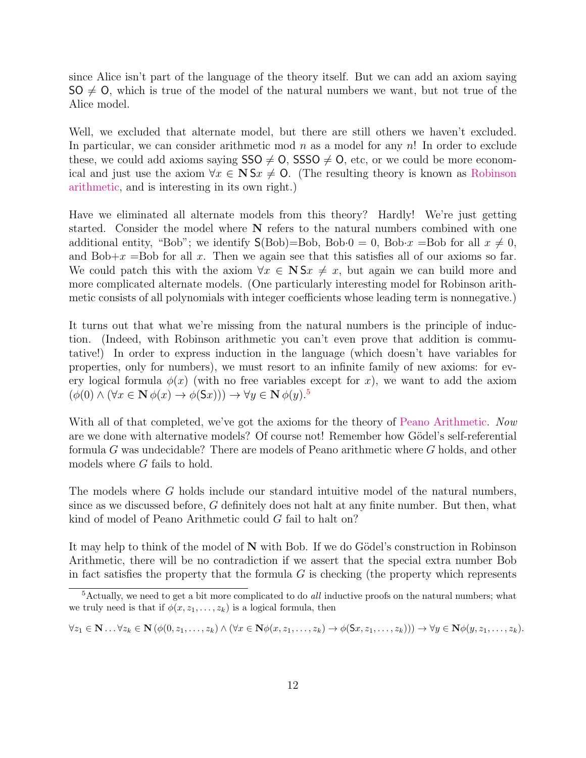since Alice isn't part of the language of the theory itself. But we can add an axiom saying $\mathsf{SO} \neq \mathsf{O}$, which is true of the model of the natural numbers we want, but not true of the Alice model.

Well, we excluded that alternate model, but there are still others we haven't excluded. In particular, we can consider arithmetic mod $n$ as a model for any $n$! In order to exclude these, we could add axioms saying $\mathsf{SSO} \neq \mathsf{O}$, $\mathsf{SSSO} \neq \mathsf{O}$, etc, or we could be more economical and just use the axiom $\forall x \in \mathbf{N}\, \mathsf{S}x \neq \mathsf{O}$. (The resulting theory is known as Robinson arithmetic, and is interesting in its own right.)

Have we eliminated all alternate models from this theory? Hardly! We're just getting started. Consider the model where $\mathbf{N}$ refers to the natural numbers combined with one additional entity, "Bob"; we identify $\mathsf{S}(\text{Bob})=\text{Bob}$, $\text{Bob}\cdot 0 = 0$, $\text{Bob}\cdot x = \text{Bob}$ for all $x \neq 0$, and $\text{Bob}+x = \text{Bob}$ for all $x$. Then we again see that this satisfies all of our axioms so far. We could patch this with the axiom $\forall x \in \mathbf{N}\, \mathsf{S}x \neq x$, but again we can build more and more complicated alternate models. (One particularly interesting model for Robinson arithmetic consists of all polynomials with integer coefficients whose leading term is nonnegative.)

It turns out that what we're missing from the natural numbers is the principle of induction. (Indeed, with Robinson arithmetic you can't even prove that addition is commutative!) In order to express induction in the language (which doesn't have variables for properties, only for numbers), we must resort to an infinite family of new axioms: for every logical formula $\phi(x)$ (with no free variables except for $x$), we want to add the axiom $(\phi(0) \wedge (\forall x \in \mathbf{N}\, \phi(x) \to \phi(\mathsf{S}x))) \to \forall y \in \mathbf{N}\, \phi(y)$.[5]

With all of that completed, we've got the axioms for the theory of Peano Arithmetic. *Now* are we done with alternative models? Of course not! Remember how Gödel's self-referential formula $G$ was undecidable? There are models of Peano arithmetic where $G$ holds, and other models where $G$ fails to hold.

The models where $G$ holds include our standard intuitive model of the natural numbers, since as we discussed before, $G$ definitely does not halt at any finite number. But then, what kind of model of Peano Arithmetic could $G$ fail to halt on?

It may help to think of the model of $\mathbf{N}$ with Bob. If we do Gödel's construction in Robinson Arithmetic, there will be no contradiction if we assert that the special extra number Bob in fact satisfies the property that the formula $G$ is checking (the property which represents

[5] Actually, we need to get a bit more complicated to do *all* inductive proofs on the natural numbers; what we truly need is that if $\phi(x, z_1, \ldots, z_k)$ is a logical formula, then

$$\forall z_1 \in \mathbf{N} \ldots \forall z_k \in \mathbf{N}\, (\phi(0, z_1, \ldots, z_k) \wedge (\forall x \in \mathbf{N} \phi(x, z_1, \ldots, z_k) \to \phi(\mathsf{S}x, z_1, \ldots, z_k))) \to \forall y \in \mathbf{N} \phi(y, z_1, \ldots, z_k).$$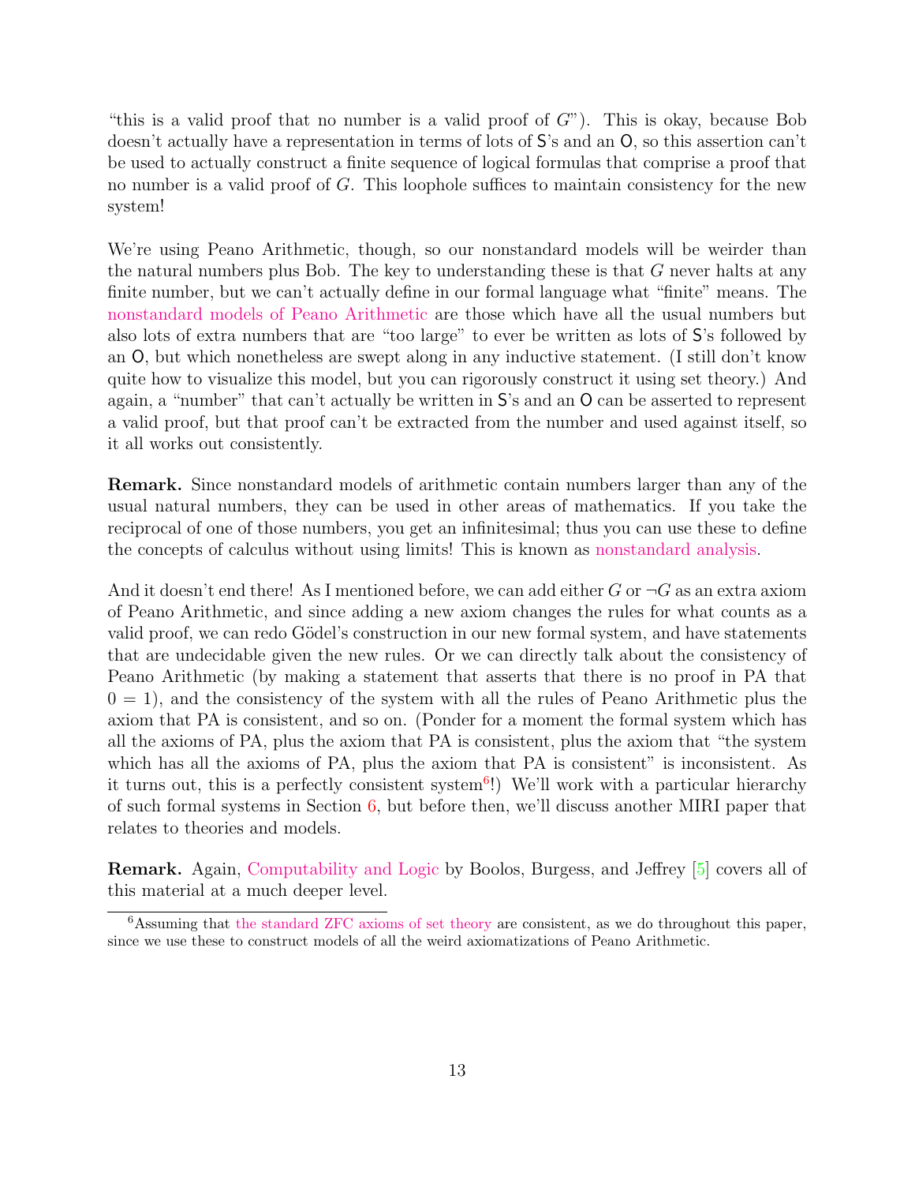"this is a valid proof that no number is a valid proof of $G$"). This is okay, because Bob doesn't actually have a representation in terms of lots of S's and an O, so this assertion can't be used to actually construct a finite sequence of logical formulas that comprise a proof that no number is a valid proof of $G$. This loophole suffices to maintain consistency for the new system!

We're using Peano Arithmetic, though, so our nonstandard models will be weirder than the natural numbers plus Bob. The key to understanding these is that $G$ never halts at any finite number, but we can't actually define in our formal language what "finite" means. The nonstandard models of Peano Arithmetic are those which have all the usual numbers but also lots of extra numbers that are "too large" to ever be written as lots of S's followed by an O, but which nonetheless are swept along in any inductive statement. (I still don't know quite how to visualize this model, but you can rigorously construct it using set theory.) And again, a "number" that can't actually be written in S's and an O can be asserted to represent a valid proof, but that proof can't be extracted from the number and used against itself, so it all works out consistently.

**Remark.** Since nonstandard models of arithmetic contain numbers larger than any of the usual natural numbers, they can be used in other areas of mathematics. If you take the reciprocal of one of those numbers, you get an infinitesimal; thus you can use these to define the concepts of calculus without using limits! This is known as nonstandard analysis.

And it doesn't end there! As I mentioned before, we can add either $G$ or $\neg G$ as an extra axiom of Peano Arithmetic, and since adding a new axiom changes the rules for what counts as a valid proof, we can redo Gödel's construction in our new formal system, and have statements that are undecidable given the new rules. Or we can directly talk about the consistency of Peano Arithmetic (by making a statement that asserts that there is no proof in PA that $0 = 1$), and the consistency of the system with all the rules of Peano Arithmetic plus the axiom that PA is consistent, and so on. (Ponder for a moment the formal system which has all the axioms of PA, plus the axiom that PA is consistent, plus the axiom that "the system which has all the axioms of PA, plus the axiom that PA is consistent" is inconsistent. As it turns out, this is a perfectly consistent system[6]!) We'll work with a particular hierarchy of such formal systems in Section 6, but before then, we'll discuss another MIRI paper that relates to theories and models.

**Remark.** Again, Computability and Logic by Boolos, Burgess, and Jeffrey [5] covers all of this material at a much deeper level.

[6] Assuming that the standard ZFC axioms of set theory are consistent, as we do throughout this paper, since we use these to construct models of all the weird axiomatizations of Peano Arithmetic.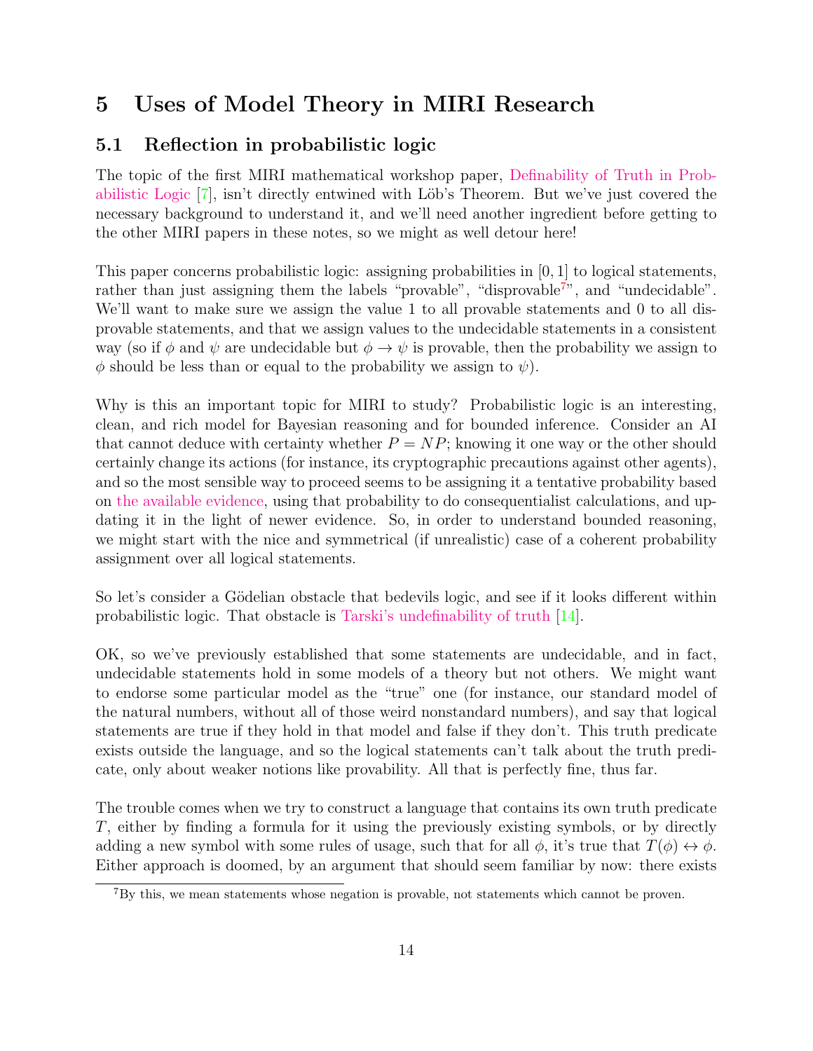# 5 Uses of Model Theory in MIRI Research

## 5.1 Reflection in probabilistic logic

The topic of the first MIRI mathematical workshop paper, Definability of Truth in Probabilistic Logic [7], isn't directly entwined with Löb's Theorem. But we've just covered the necessary background to understand it, and we'll need another ingredient before getting to the other MIRI papers in these notes, so we might as well detour here!

This paper concerns probabilistic logic: assigning probabilities in $[0, 1]$ to logical statements, rather than just assigning them the labels "provable", "disprovable[7]", and "undecidable". We'll want to make sure we assign the value 1 to all provable statements and 0 to all disprovable statements, and that we assign values to the undecidable statements in a consistent way (so if $\phi$ and $\psi$ are undecidable but $\phi \to \psi$ is provable, then the probability we assign to $\phi$ should be less than or equal to the probability we assign to $\psi$).

Why is this an important topic for MIRI to study? Probabilistic logic is an interesting, clean, and rich model for Bayesian reasoning and for bounded inference. Consider an AI that cannot deduce with certainty whether $P = NP$; knowing it one way or the other should certainly change its actions (for instance, its cryptographic precautions against other agents), and so the most sensible way to proceed seems to be assigning it a tentative probability based on the available evidence, using that probability to do consequentialist calculations, and updating it in the light of newer evidence. So, in order to understand bounded reasoning, we might start with the nice and symmetrical (if unrealistic) case of a coherent probability assignment over all logical statements.

So let's consider a Gödelian obstacle that bedevils logic, and see if it looks different within probabilistic logic. That obstacle is Tarski's undefinability of truth [14].

OK, so we've previously established that some statements are undecidable, and in fact, undecidable statements hold in some models of a theory but not others. We might want to endorse some particular model as the "true" one (for instance, our standard model of the natural numbers, without all of those weird nonstandard numbers), and say that logical statements are true if they hold in that model and false if they don't. This truth predicate exists outside the language, and so the logical statements can't talk about the truth predicate, only about weaker notions like provability. All that is perfectly fine, thus far.

The trouble comes when we try to construct a language that contains its own truth predicate $T$, either by finding a formula for it using the previously existing symbols, or by directly adding a new symbol with some rules of usage, such that for all $\phi$, it's true that $T(\phi) \leftrightarrow \phi$. Either approach is doomed, by an argument that should seem familiar by now: there exists

[7] By this, we mean statements whose negation is provable, not statements which cannot be proven.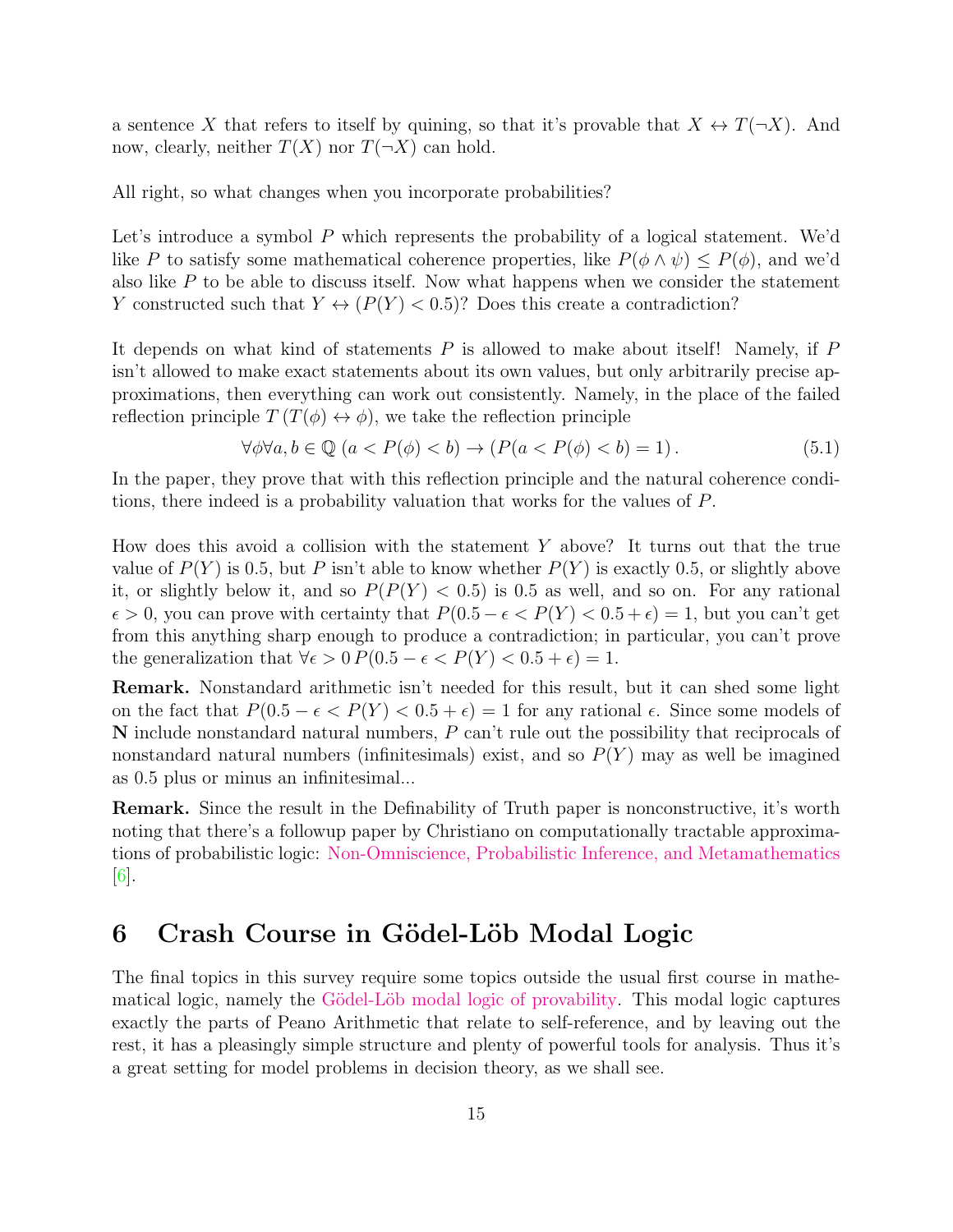a sentence $X$ that refers to itself by quining, so that it's provable that $X \leftrightarrow T(\neg X)$. And now, clearly, neither $T(X)$ nor $T(\neg X)$ can hold.

All right, so what changes when you incorporate probabilities?

Let's introduce a symbol $P$ which represents the probability of a logical statement. We'd like $P$ to satisfy some mathematical coherence properties, like $P(\phi \wedge \psi) \leq P(\phi)$, and we'd also like $P$ to be able to discuss itself. Now what happens when we consider the statement $Y$ constructed such that $Y \leftrightarrow (P(Y) < 0.5)$? Does this create a contradiction?

It depends on what kind of statements $P$ is allowed to make about itself! Namely, if $P$ isn't allowed to make exact statements about its own values, but only arbitrarily precise approximations, then everything can work out consistently. Namely, in the place of the failed reflection principle $T\,(T(\phi) \leftrightarrow \phi)$, we take the reflection principle

$$\forall \phi \forall a, b \in \mathbb{Q}\; (a < P(\phi) < b) \rightarrow (P(a < P(\phi) < b) = 1)\,. \tag{5.1}$$

In the paper, they prove that with this reflection principle and the natural coherence conditions, there indeed is a probability valuation that works for the values of $P$.

How does this avoid a collision with the statement $Y$ above? It turns out that the true value of $P(Y)$ is 0.5, but $P$ isn't able to know whether $P(Y)$ is exactly 0.5, or slightly above it, or slightly below it, and so $P(P(Y) < 0.5)$ is 0.5 as well, and so on. For any rational $\epsilon > 0$, you can prove with certainty that $P(0.5 - \epsilon < P(Y) < 0.5 + \epsilon) = 1$, but you can't get from this anything sharp enough to produce a contradiction; in particular, you can't prove the generalization that $\forall \epsilon > 0\, P(0.5 - \epsilon < P(Y) < 0.5 + \epsilon) = 1$.

**Remark.** Nonstandard arithmetic isn't needed for this result, but it can shed some light on the fact that $P(0.5 - \epsilon < P(Y) < 0.5 + \epsilon) = 1$ for any rational $\epsilon$. Since some models of $\mathbf{N}$ include nonstandard natural numbers, $P$ can't rule out the possibility that reciprocals of nonstandard natural numbers (infinitesimals) exist, and so $P(Y)$ may as well be imagined as 0.5 plus or minus an infinitesimal...

**Remark.** Since the result in the Definability of Truth paper is nonconstructive, it's worth noting that there's a followup paper by Christiano on computationally tractable approximations of probabilistic logic: Non-Omniscience, Probabilistic Inference, and Metamathematics [6].

# 6 Crash Course in Gödel-Löb Modal Logic

The final topics in this survey require some topics outside the usual first course in mathematical logic, namely the Gödel-Löb modal logic of provability. This modal logic captures exactly the parts of Peano Arithmetic that relate to self-reference, and by leaving out the rest, it has a pleasingly simple structure and plenty of powerful tools for analysis. Thus it's a great setting for model problems in decision theory, as we shall see.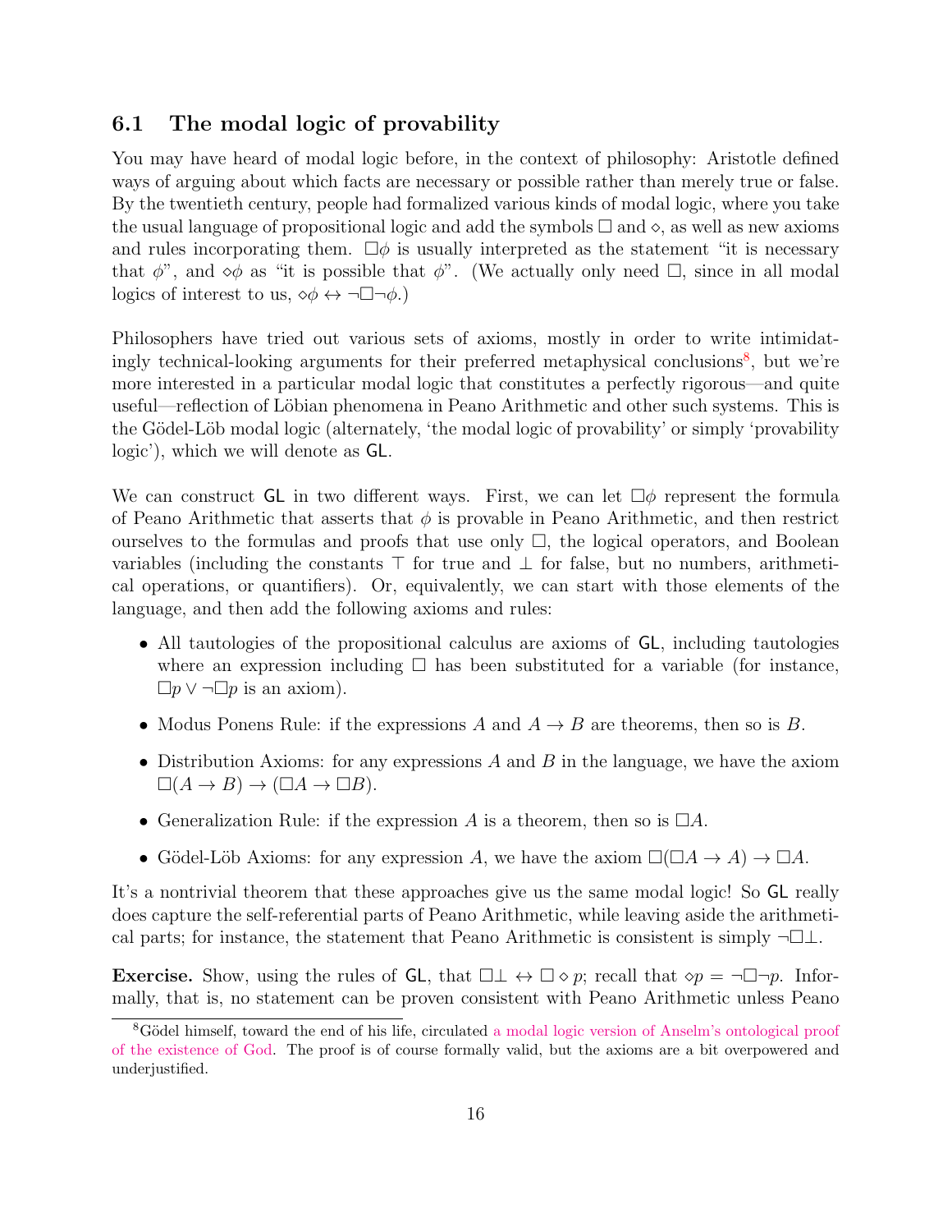## 6.1 The modal logic of provability

You may have heard of modal logic before, in the context of philosophy: Aristotle defined ways of arguing about which facts are necessary or possible rather than merely true or false. By the twentieth century, people had formalized various kinds of modal logic, where you take the usual language of propositional logic and add the symbols $\Box$ and $\diamond$, as well as new axioms and rules incorporating them. $\Box\phi$ is usually interpreted as the statement "it is necessary that $\phi$", and $\diamond\phi$ as "it is possible that $\phi$". (We actually only need $\Box$, since in all modal logics of interest to us, $\diamond\phi \leftrightarrow \neg\Box\neg\phi$.)

Philosophers have tried out various sets of axioms, mostly in order to write intimidatingly technical-looking arguments for their preferred metaphysical conclusions[8], but we're more interested in a particular modal logic that constitutes a perfectly rigorous—and quite useful—reflection of Löbian phenomena in Peano Arithmetic and other such systems. This is the Gödel-Löb modal logic (alternately, 'the modal logic of provability' or simply 'provability logic'), which we will denote as $\mathsf{GL}$.

We can construct $\mathsf{GL}$ in two different ways. First, we can let $\Box\phi$ represent the formula of Peano Arithmetic that asserts that $\phi$ is provable in Peano Arithmetic, and then restrict ourselves to the formulas and proofs that use only $\Box$, the logical operators, and Boolean variables (including the constants $\top$ for true and $\bot$ for false, but no numbers, arithmetical operations, or quantifiers). Or, equivalently, we can start with those elements of the language, and then add the following axioms and rules:

- All tautologies of the propositional calculus are axioms of $\mathsf{GL}$, including tautologies where an expression including $\Box$ has been substituted for a variable (for instance, $\Box p \vee \neg\Box p$ is an axiom).
- Modus Ponens Rule: if the expressions $A$ and $A \to B$ are theorems, then so is $B$.
- Distribution Axioms: for any expressions $A$ and $B$ in the language, we have the axiom $\Box(A \to B) \to (\Box A \to \Box B)$.
- Generalization Rule: if the expression $A$ is a theorem, then so is $\Box A$.
- Gödel-Löb Axioms: for any expression $A$, we have the axiom $\Box(\Box A \to A) \to \Box A$.

It's a nontrivial theorem that these approaches give us the same modal logic! So $\mathsf{GL}$ really does capture the self-referential parts of Peano Arithmetic, while leaving aside the arithmetical parts; for instance, the statement that Peano Arithmetic is consistent is simply $\neg\Box\bot$.

**Exercise.** Show, using the rules of $\mathsf{GL}$, that $\Box\bot \leftrightarrow \Box\diamond p$; recall that $\diamond p = \neg\Box\neg p$. Informally, that is, no statement can be proven consistent with Peano Arithmetic unless Peano

[8] Gödel himself, toward the end of his life, circulated a modal logic version of Anselm's ontological proof of the existence of God. The proof is of course formally valid, but the axioms are a bit overpowered and underjustified.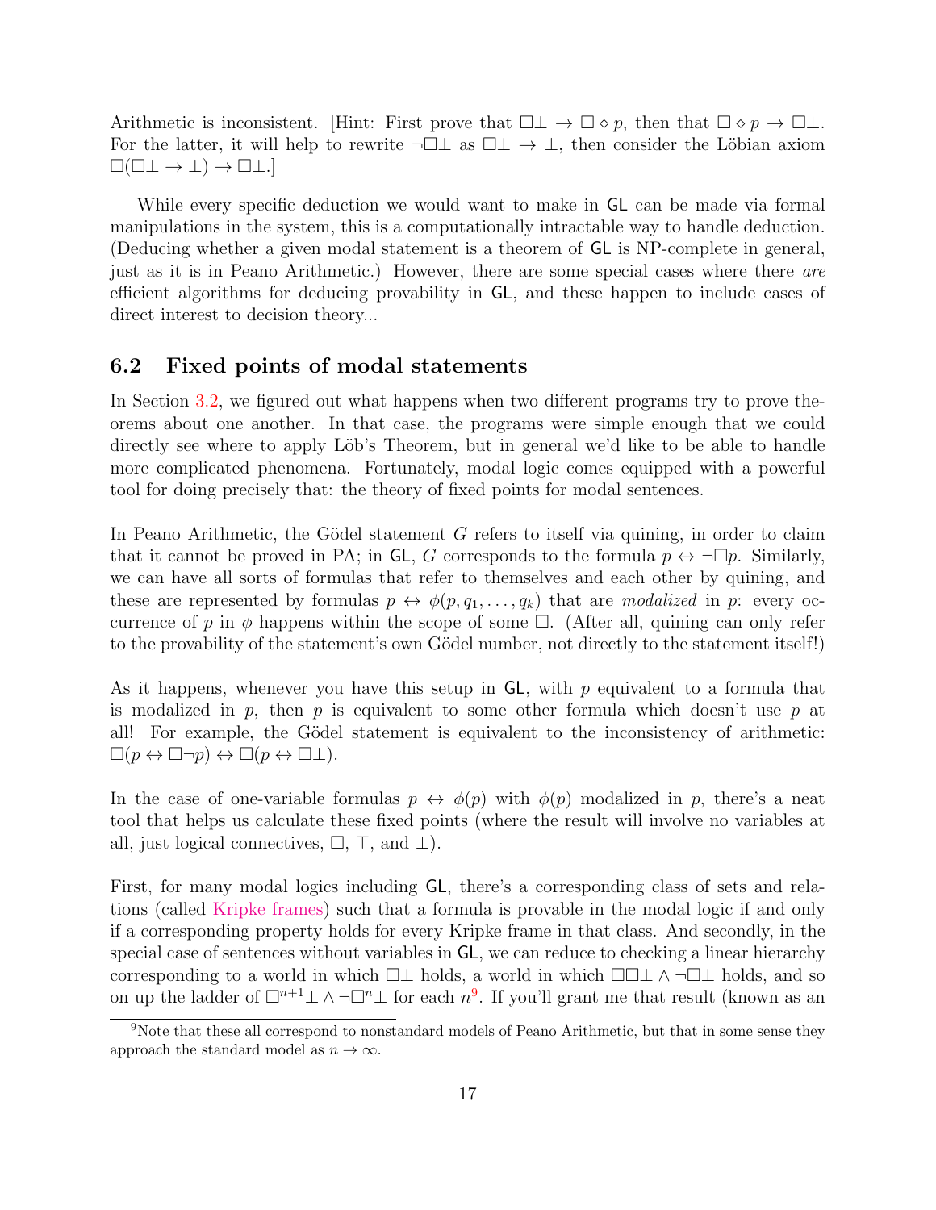Arithmetic is inconsistent. [Hint: First prove that $\Box\bot \to \Box \diamond p$, then that $\Box \diamond p \to \Box\bot$. For the latter, it will help to rewrite $\neg\Box\bot$ as $\Box\bot \to \bot$, then consider the Löbian axiom $\Box(\Box\bot \to \bot) \to \Box\bot$.]

While every specific deduction we would want to make in GL can be made via formal manipulations in the system, this is a computationally intractable way to handle deduction. (Deducing whether a given modal statement is a theorem of GL is NP-complete in general, just as it is in Peano Arithmetic.) However, there are some special cases where there *are* efficient algorithms for deducing provability in GL, and these happen to include cases of direct interest to decision theory...

## 6.2 Fixed points of modal statements

In Section 3.2, we figured out what happens when two different programs try to prove theorems about one another. In that case, the programs were simple enough that we could directly see where to apply Löb's Theorem, but in general we'd like to be able to handle more complicated phenomena. Fortunately, modal logic comes equipped with a powerful tool for doing precisely that: the theory of fixed points for modal sentences.

In Peano Arithmetic, the Gödel statement $G$ refers to itself via quining, in order to claim that it cannot be proved in PA; in GL, $G$ corresponds to the formula $p \leftrightarrow \neg\Box p$. Similarly, we can have all sorts of formulas that refer to themselves and each other by quining, and these are represented by formulas $p \leftrightarrow \phi(p, q_1, \ldots, q_k)$ that are *modalized* in $p$: every occurrence of $p$ in $\phi$ happens within the scope of some $\Box$. (After all, quining can only refer to the provability of the statement's own Gödel number, not directly to the statement itself!)

As it happens, whenever you have this setup in GL, with $p$ equivalent to a formula that is modalized in $p$, then $p$ is equivalent to some other formula which doesn't use $p$ at all! For example, the Gödel statement is equivalent to the inconsistency of arithmetic: $\Box(p \leftrightarrow \Box\neg p) \leftrightarrow \Box(p \leftrightarrow \Box\bot)$.

In the case of one-variable formulas $p \leftrightarrow \phi(p)$ with $\phi(p)$ modalized in $p$, there's a neat tool that helps us calculate these fixed points (where the result will involve no variables at all, just logical connectives, $\Box$, $\top$, and $\bot$).

First, for many modal logics including GL, there's a corresponding class of sets and relations (called Kripke frames) such that a formula is provable in the modal logic if and only if a corresponding property holds for every Kripke frame in that class. And secondly, in the special case of sentences without variables in GL, we can reduce to checking a linear hierarchy corresponding to a world in which $\Box\bot$ holds, a world in which $\Box\Box\bot \wedge \neg\Box\bot$ holds, and so on up the ladder of $\Box^{n+1}\bot \wedge \neg\Box^{n}\bot$ for each $n$[9]. If you'll grant me that result (known as an

[9] Note that these all correspond to nonstandard models of Peano Arithmetic, but that in some sense they approach the standard model as $n \to \infty$.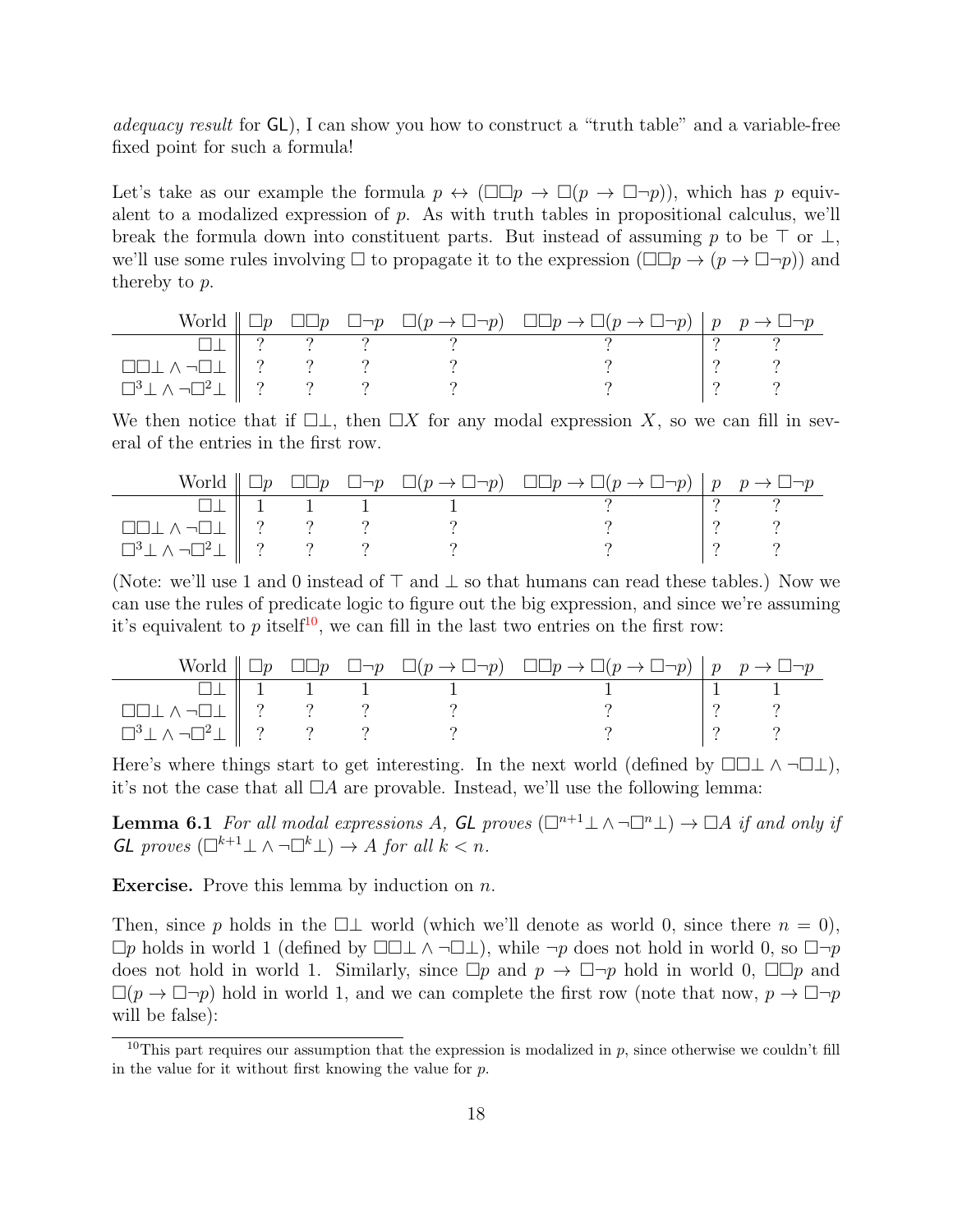*adequacy result* for GL), I can show you how to construct a "truth table" and a variable-free fixed point for such a formula!

Let's take as our example the formula $p \leftrightarrow (\Box\Box p \to \Box(p \to \Box\neg p))$, which has $p$ equivalent to a modalized expression of $p$. As with truth tables in propositional calculus, we'll break the formula down into constituent parts. But instead of assuming $p$ to be $\top$ or $\bot$, we'll use some rules involving $\Box$ to propagate it to the expression $(\Box\Box p \to (p \to \Box\neg p))$ and thereby to $p$.

| World | $\Box p$ | $\Box\Box p$ | $\Box\neg p$ | $\Box(p \to \Box\neg p)$ | $\Box\Box p \to \Box(p \to \Box\neg p)$ | $p$ | $p \to \Box\neg p$ |
|---|---|---|---|---|---|---|---|
| $\Box\bot$ | ? | ? | ? | ? | ? | ? | ? |
| $\Box\Box\bot \wedge \neg\Box\bot$ | ? | ? | ? | ? | ? | ? | ? |
| $\Box^3\bot \wedge \neg\Box^2\bot$ | ? | ? | ? | ? | ? | ? | ? |

We then notice that if $\Box\bot$, then $\Box X$ for any modal expression $X$, so we can fill in several of the entries in the first row.

| World | $\Box p$ | $\Box\Box p$ | $\Box\neg p$ | $\Box(p \to \Box\neg p)$ | $\Box\Box p \to \Box(p \to \Box\neg p)$ | $p$ | $p \to \Box\neg p$ |
|---|---|---|---|---|---|---|---|
| $\Box\bot$ | 1 | 1 | 1 | 1 | ? | ? | ? |
| $\Box\Box\bot \wedge \neg\Box\bot$ | ? | ? | ? | ? | ? | ? | ? |
| $\Box^3\bot \wedge \neg\Box^2\bot$ | ? | ? | ? | ? | ? | ? | ? |

(Note: we'll use 1 and 0 instead of $\top$ and $\bot$ so that humans can read these tables.) Now we can use the rules of predicate logic to figure out the big expression, and since we're assuming it's equivalent to $p$ itself[10], we can fill in the last two entries on the first row:

| World | $\Box p$ | $\Box\Box p$ | $\Box\neg p$ | $\Box(p \to \Box\neg p)$ | $\Box\Box p \to \Box(p \to \Box\neg p)$ | $p$ | $p \to \Box\neg p$ |
|---|---|---|---|---|---|---|---|
| $\Box\bot$ | 1 | 1 | 1 | 1 | 1 | 1 | 1 |
| $\Box\Box\bot \wedge \neg\Box\bot$ | ? | ? | ? | ? | ? | ? | ? |
| $\Box^3\bot \wedge \neg\Box^2\bot$ | ? | ? | ? | ? | ? | ? | ? |

Here's where things start to get interesting. In the next world (defined by $\Box\Box\bot \wedge \neg\Box\bot$), it's not the case that all $\Box A$ are provable. Instead, we'll use the following lemma:

**Lemma 6.1** *For all modal expressions $A$, GL proves $(\Box^{n+1}\bot \wedge \neg\Box^n\bot) \to \Box A$ if and only if GL proves $(\Box^{k+1}\bot \wedge \neg\Box^k\bot) \to A$ for all $k < n$.*

**Exercise.** Prove this lemma by induction on $n$.

Then, since $p$ holds in the $\Box\bot$ world (which we'll denote as world 0, since there $n = 0$), $\Box p$ holds in world 1 (defined by $\Box\Box\bot \wedge \neg\Box\bot$), while $\neg p$ does not hold in world 0, so $\Box\neg p$ does not hold in world 1. Similarly, since $\Box p$ and $p \to \Box\neg p$ hold in world 0, $\Box\Box p$ and $\Box(p \to \Box\neg p)$ hold in world 1, and we can complete the first row (note that now, $p \to \Box\neg p$ will be false):

[10] This part requires our assumption that the expression is modalized in $p$, since otherwise we couldn't fill in the value for it without first knowing the value for $p$.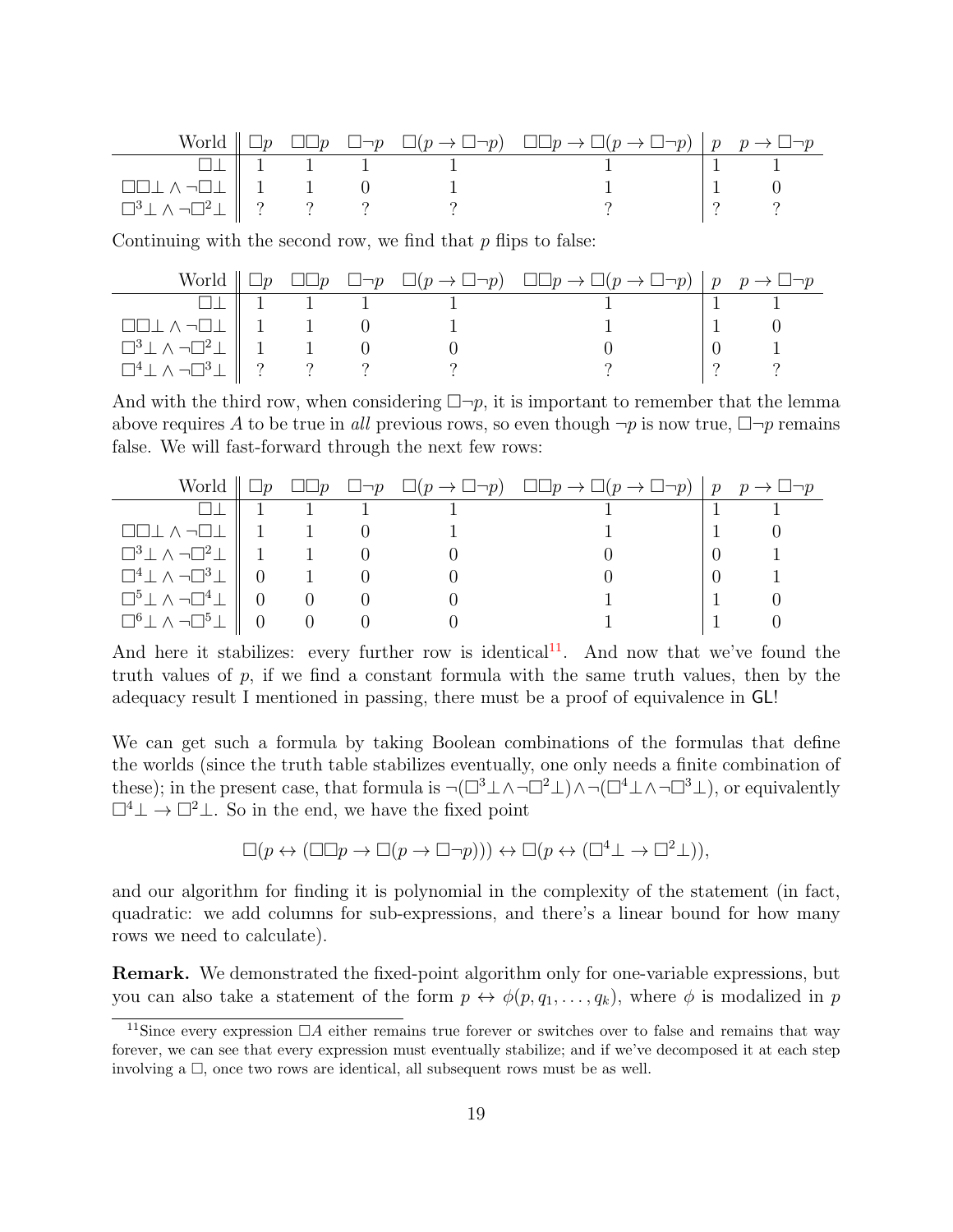| World | $\Box p$ | $\Box\Box p$ | $\Box\neg p$ | $\Box(p \to \Box\neg p)$ | $\Box\Box p \to \Box(p \to \Box\neg p)$ | $p$ | $p \to \Box\neg p$ |
|---|---|---|---|---|---|---|---|
| $\Box\bot$ | 1 | 1 | 1 | 1 | 1 | 1 | 1 |
| $\Box\Box\bot \wedge \neg\Box\bot$ | 1 | 1 | 0 | 1 | 1 | 1 | 0 |
| $\Box^3\bot \wedge \neg\Box^2\bot$ | ? | ? | ? | ? | ? | ? | ? |

Continuing with the second row, we find that $p$ flips to false:

| World | $\Box p$ | $\Box\Box p$ | $\Box\neg p$ | $\Box(p \to \Box\neg p)$ | $\Box\Box p \to \Box(p \to \Box\neg p)$ | $p$ | $p \to \Box\neg p$ |
|---|---|---|---|---|---|---|---|
| $\Box\bot$ | 1 | 1 | 1 | 1 | 1 | 1 | 1 |
| $\Box\Box\bot \wedge \neg\Box\bot$ | 1 | 1 | 0 | 1 | 1 | 1 | 0 |
| $\Box^3\bot \wedge \neg\Box^2\bot$ | 1 | 1 | 0 | 0 | 0 | 0 | 1 |
| $\Box^4\bot \wedge \neg\Box^3\bot$ | ? | ? | ? | ? | ? | ? | ? |

And with the third row, when considering $\Box\neg p$, it is important to remember that the lemma above requires $A$ to be true in *all* previous rows, so even though $\neg p$ is now true, $\Box\neg p$ remains false. We will fast-forward through the next few rows:

| World | $\Box p$ | $\Box\Box p$ | $\Box\neg p$ | $\Box(p \to \Box\neg p)$ | $\Box\Box p \to \Box(p \to \Box\neg p)$ | $p$ | $p \to \Box\neg p$ |
|---|---|---|---|---|---|---|---|
| $\Box\bot$ | 1 | 1 | 1 | 1 | 1 | 1 | 1 |
| $\Box\Box\bot \wedge \neg\Box\bot$ | 1 | 1 | 0 | 1 | 1 | 1 | 0 |
| $\Box^3\bot \wedge \neg\Box^2\bot$ | 1 | 1 | 0 | 0 | 0 | 0 | 1 |
| $\Box^4\bot \wedge \neg\Box^3\bot$ | 0 | 1 | 0 | 0 | 0 | 0 | 1 |
| $\Box^5\bot \wedge \neg\Box^4\bot$ | 0 | 0 | 0 | 0 | 1 | 1 | 0 |
| $\Box^6\bot \wedge \neg\Box^5\bot$ | 0 | 0 | 0 | 0 | 1 | 1 | 0 |

And here it stabilizes: every further row is identical[11]. And now that we've found the truth values of $p$, if we find a constant formula with the same truth values, then by the adequacy result I mentioned in passing, there must be a proof of equivalence in GL!

We can get such a formula by taking Boolean combinations of the formulas that define the worlds (since the truth table stabilizes eventually, one only needs a finite combination of these); in the present case, that formula is $\neg(\Box^3\bot \wedge \neg\Box^2\bot) \wedge \neg(\Box^4\bot \wedge \neg\Box^3\bot)$, or equivalently $\Box^4\bot \to \Box^2\bot$. So in the end, we have the fixed point

$$\Box(p \leftrightarrow (\Box\Box p \to \Box(p \to \Box\neg p))) \leftrightarrow \Box(p \leftrightarrow (\Box^4\bot \to \Box^2\bot)),$$

and our algorithm for finding it is polynomial in the complexity of the statement (in fact, quadratic: we add columns for sub-expressions, and there's a linear bound for how many rows we need to calculate).

**Remark.** We demonstrated the fixed-point algorithm only for one-variable expressions, but you can also take a statement of the form $p \leftrightarrow \phi(p, q_1, \ldots, q_k)$, where $\phi$ is modalized in $p$

[11] Since every expression $\Box A$ either remains true forever or switches over to false and remains that way forever, we can see that every expression must eventually stabilize; and if we've decomposed it at each step involving a $\Box$, once two rows are identical, all subsequent rows must be as well.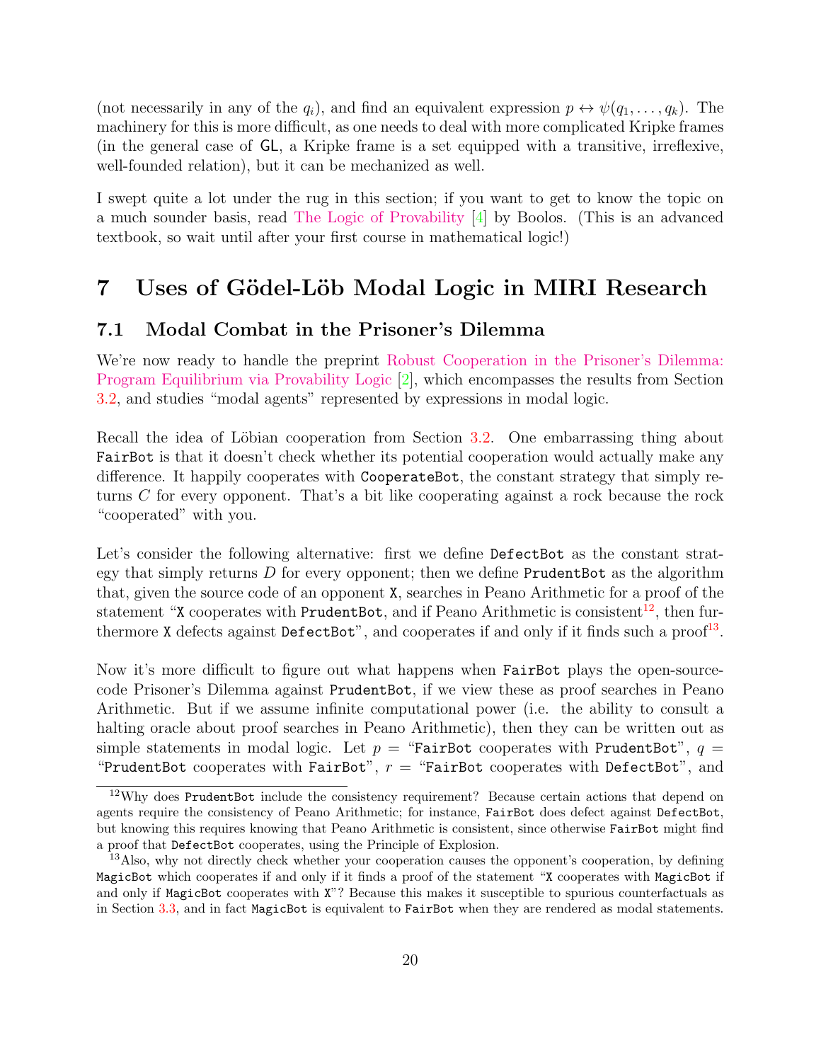(not necessarily in any of the $q_i$), and find an equivalent expression $p \leftrightarrow \psi(q_1, \ldots, q_k)$. The machinery for this is more difficult, as one needs to deal with more complicated Kripke frames (in the general case of GL, a Kripke frame is a set equipped with a transitive, irreflexive, well-founded relation), but it can be mechanized as well.

I swept quite a lot under the rug in this section; if you want to get to know the topic on a much sounder basis, read The Logic of Provability [4] by Boolos. (This is an advanced textbook, so wait until after your first course in mathematical logic!)

## 7 Uses of Gödel-Löb Modal Logic in MIRI Research

### 7.1 Modal Combat in the Prisoner's Dilemma

We're now ready to handle the preprint Robust Cooperation in the Prisoner's Dilemma: Program Equilibrium via Provability Logic [2], which encompasses the results from Section 3.2, and studies "modal agents" represented by expressions in modal logic.

Recall the idea of Löbian cooperation from Section 3.2. One embarrassing thing about `FairBot` is that it doesn't check whether its potential cooperation would actually make any difference. It happily cooperates with `CooperateBot`, the constant strategy that simply returns $C$ for every opponent. That's a bit like cooperating against a rock because the rock "cooperated" with you.

Let's consider the following alternative: first we define `DefectBot` as the constant strategy that simply returns $D$ for every opponent; then we define `PrudentBot` as the algorithm that, given the source code of an opponent `X`, searches in Peano Arithmetic for a proof of the statement "`X` cooperates with `PrudentBot`, and if Peano Arithmetic is consistent[12], then furthermore `X` defects against `DefectBot`", and cooperates if and only if it finds such a proof[13].

Now it's more difficult to figure out what happens when `FairBot` plays the open-source-code Prisoner's Dilemma against `PrudentBot`, if we view these as proof searches in Peano Arithmetic. But if we assume infinite computational power (i.e. the ability to consult a halting oracle about proof searches in Peano Arithmetic), then they can be written out as simple statements in modal logic. Let $p$ = "`FairBot` cooperates with `PrudentBot`", $q$ = "`PrudentBot` cooperates with `FairBot`", $r$ = "`FairBot` cooperates with `DefectBot`", and

---

[12] Why does `PrudentBot` include the consistency requirement? Because certain actions that depend on agents require the consistency of Peano Arithmetic; for instance, `FairBot` does defect against `DefectBot`, but knowing this requires knowing that Peano Arithmetic is consistent, since otherwise `FairBot` might find a proof that `DefectBot` cooperates, using the Principle of Explosion.

[13] Also, why not directly check whether your cooperation causes the opponent's cooperation, by defining `MagicBot` which cooperates if and only if it finds a proof of the statement "`X` cooperates with `MagicBot` if and only if `MagicBot` cooperates with `X`"? Because this makes it susceptible to spurious counterfactuals as in Section 3.3, and in fact `MagicBot` is equivalent to `FairBot` when they are rendered as modal statements.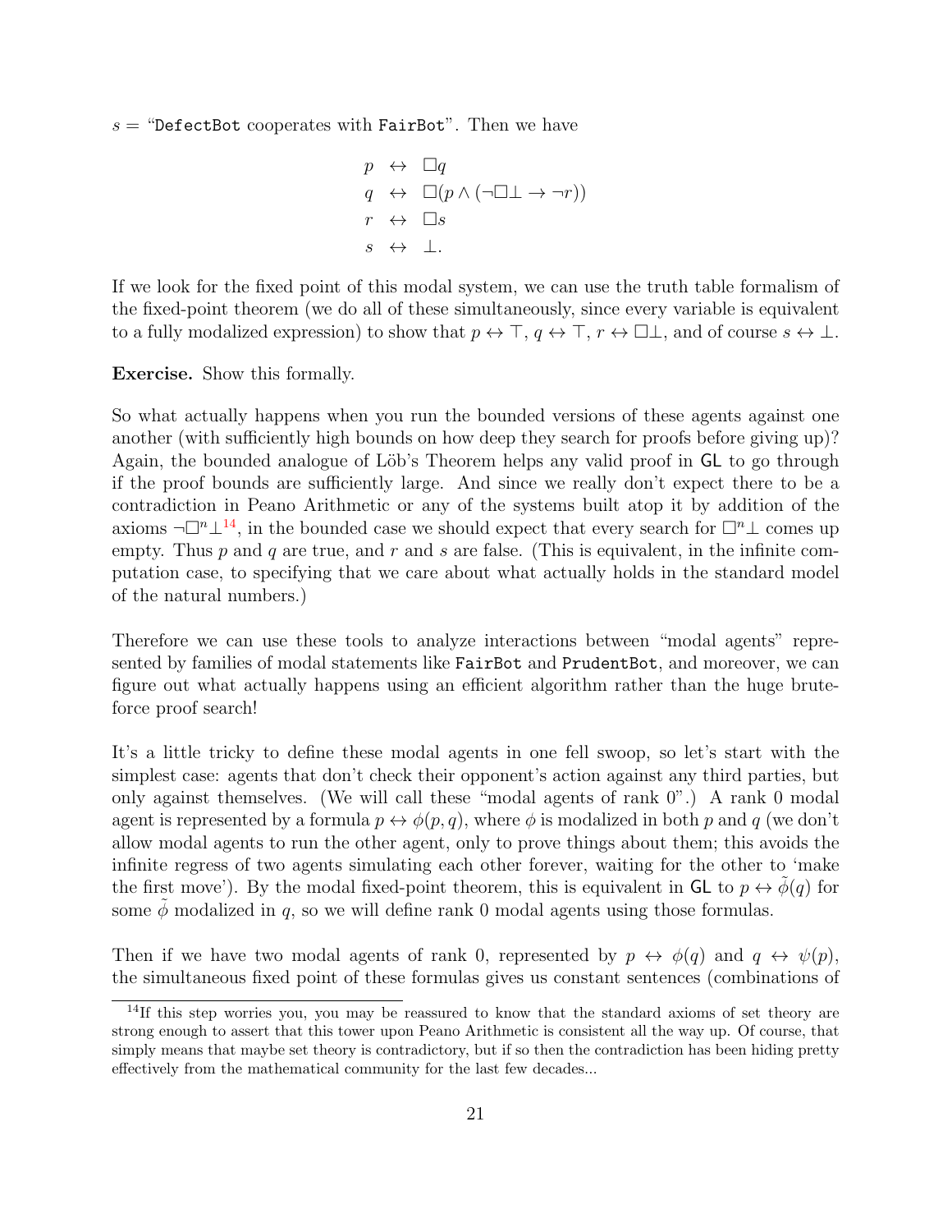$s$ = "DefectBot cooperates with FairBot". Then we have

$$
\begin{aligned}
p &\leftrightarrow \Box q \\
q &\leftrightarrow \Box(p \wedge (\neg\Box\bot \to \neg r)) \\
r &\leftrightarrow \Box s \\
s &\leftrightarrow \bot.
\end{aligned}
$$

If we look for the fixed point of this modal system, we can use the truth table formalism of the fixed-point theorem (we do all of these simultaneously, since every variable is equivalent to a fully modalized expression) to show that $p \leftrightarrow \top$, $q \leftrightarrow \top$, $r \leftrightarrow \Box\bot$, and of course $s \leftrightarrow \bot$.

**Exercise.** Show this formally.

So what actually happens when you run the bounded versions of these agents against one another (with sufficiently high bounds on how deep they search for proofs before giving up)? Again, the bounded analogue of Löb's Theorem helps any valid proof in GL to go through if the proof bounds are sufficiently large. And since we really don't expect there to be a contradiction in Peano Arithmetic or any of the systems built atop it by addition of the axioms $\neg\Box^n\bot$[14], in the bounded case we should expect that every search for $\Box^n\bot$ comes up empty. Thus $p$ and $q$ are true, and $r$ and $s$ are false. (This is equivalent, in the infinite computation case, to specifying that we care about what actually holds in the standard model of the natural numbers.)

Therefore we can use these tools to analyze interactions between "modal agents" represented by families of modal statements like FairBot and PrudentBot, and moreover, we can figure out what actually happens using an efficient algorithm rather than the huge brute-force proof search!

It's a little tricky to define these modal agents in one fell swoop, so let's start with the simplest case: agents that don't check their opponent's action against any third parties, but only against themselves. (We will call these "modal agents of rank 0".) A rank 0 modal agent is represented by a formula $p \leftrightarrow \phi(p, q)$, where $\phi$ is modalized in both $p$ and $q$ (we don't allow modal agents to run the other agent, only to prove things about them; this avoids the infinite regress of two agents simulating each other forever, waiting for the other to 'make the first move'). By the modal fixed-point theorem, this is equivalent in GL to $p \leftrightarrow \tilde{\phi}(q)$ for some $\tilde{\phi}$ modalized in $q$, so we will define rank 0 modal agents using those formulas.

Then if we have two modal agents of rank 0, represented by $p \leftrightarrow \phi(q)$ and $q \leftrightarrow \psi(p)$, the simultaneous fixed point of these formulas gives us constant sentences (combinations of

---

[14] If this step worries you, you may be reassured to know that the standard axioms of set theory are strong enough to assert that this tower upon Peano Arithmetic is consistent all the way up. Of course, that simply means that maybe set theory is contradictory, but if so then the contradiction has been hiding pretty effectively from the mathematical community for the last few decades...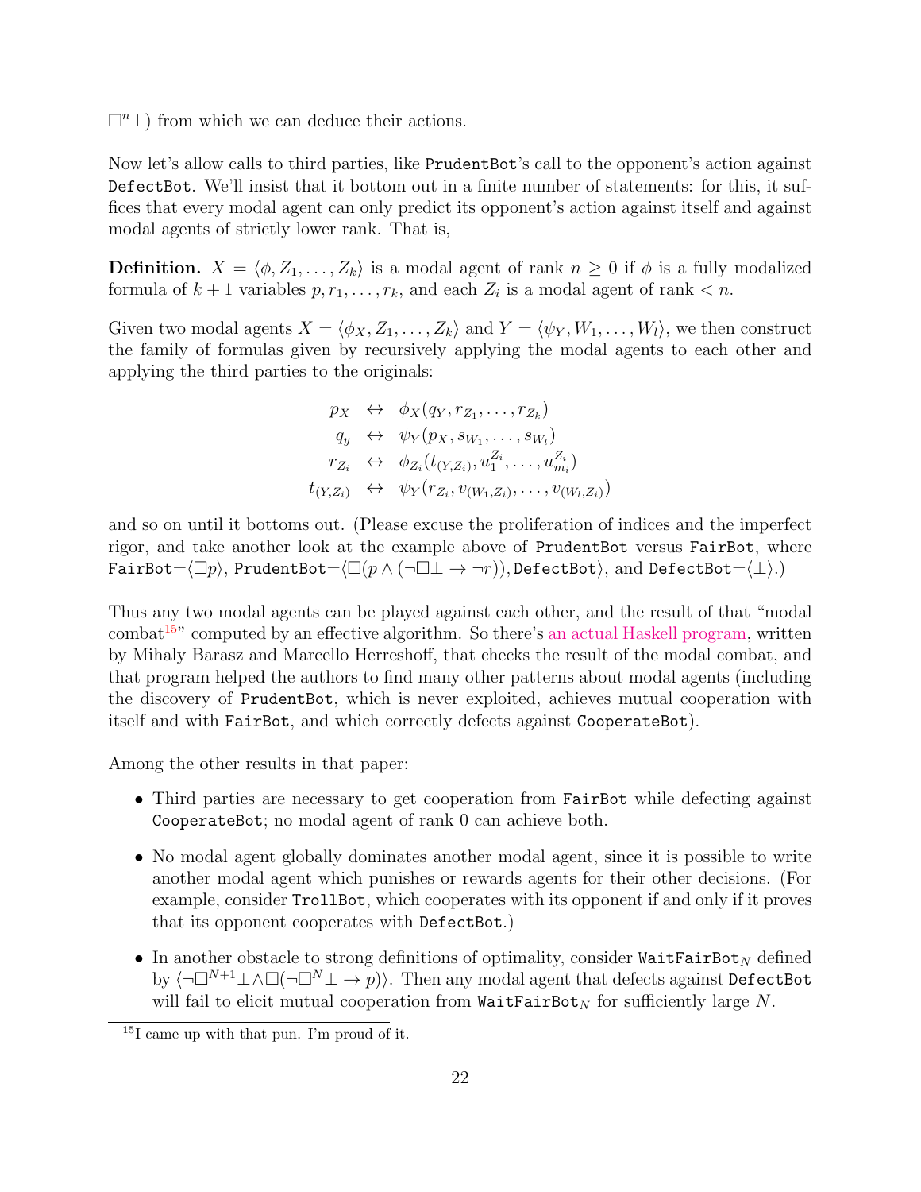$\Box^n\bot$) from which we can deduce their actions.

Now let's allow calls to third parties, like `PrudentBot`'s call to the opponent's action against `DefectBot`. We'll insist that it bottom out in a finite number of statements: for this, it suffices that every modal agent can only predict its opponent's action against itself and against modal agents of strictly lower rank. That is,

**Definition.** $X = \langle \phi, Z_1, \ldots, Z_k \rangle$ is a modal agent of rank $n \geq 0$ if $\phi$ is a fully modalized formula of $k+1$ variables $p, r_1, \ldots, r_k$, and each $Z_i$ is a modal agent of rank $< n$.

Given two modal agents $X = \langle \phi_X, Z_1, \ldots, Z_k \rangle$ and $Y = \langle \psi_Y, W_1, \ldots, W_l \rangle$, we then construct the family of formulas given by recursively applying the modal agents to each other and applying the third parties to the originals:

$$\begin{aligned}
p_X &\leftrightarrow \phi_X(q_Y, r_{Z_1}, \ldots, r_{Z_k}) \\
q_y &\leftrightarrow \psi_Y(p_X, s_{W_1}, \ldots, s_{W_l}) \\
r_{Z_i} &\leftrightarrow \phi_{Z_i}(t_{(Y,Z_i)}, u_1^{Z_i}, \ldots, u_{m_i}^{Z_i}) \\
t_{(Y,Z_i)} &\leftrightarrow \psi_Y(r_{Z_i}, v_{(W_1,Z_i)}, \ldots, v_{(W_l,Z_i)})
\end{aligned}$$

and so on until it bottoms out. (Please excuse the proliferation of indices and the imperfect rigor, and take another look at the example above of `PrudentBot` versus `FairBot`, where `FairBot`=$\langle \Box p \rangle$, `PrudentBot`=$\langle \Box(p \wedge (\neg\Box\bot \to \neg r)),$`DefectBot`$\rangle$, and `DefectBot`=$\langle \bot \rangle$.)

Thus any two modal agents can be played against each other, and the result of that "modal combat[15]" computed by an effective algorithm. So there's an actual Haskell program, written by Mihaly Barasz and Marcello Herreshoff, that checks the result of the modal combat, and that program helped the authors to find many other patterns about modal agents (including the discovery of `PrudentBot`, which is never exploited, achieves mutual cooperation with itself and with `FairBot`, and which correctly defects against `CooperateBot`).

Among the other results in that paper:

- Third parties are necessary to get cooperation from `FairBot` while defecting against `CooperateBot`; no modal agent of rank 0 can achieve both.
- No modal agent globally dominates another modal agent, since it is possible to write another modal agent which punishes or rewards agents for their other decisions. (For example, consider `TrollBot`, which cooperates with its opponent if and only if it proves that its opponent cooperates with `DefectBot`.)
- In another obstacle to strong definitions of optimality, consider `WaitFairBot`$_N$ defined by $\langle \neg\Box^{N+1}\bot \wedge \Box(\neg\Box^N\bot \to p) \rangle$. Then any modal agent that defects against `DefectBot` will fail to elicit mutual cooperation from `WaitFairBot`$_N$ for sufficiently large $N$.

[15] I came up with that pun. I'm proud of it.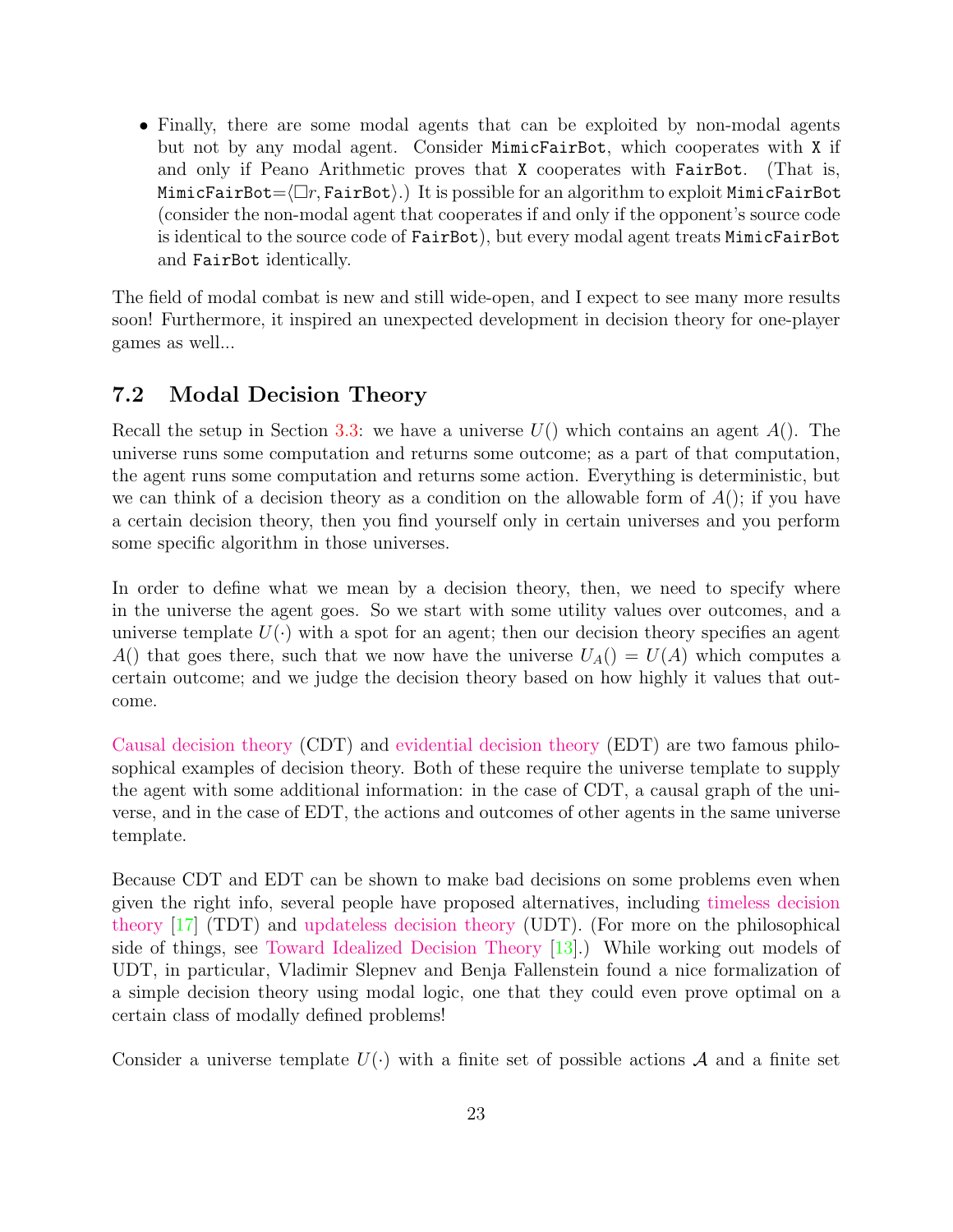- Finally, there are some modal agents that can be exploited by non-modal agents but not by any modal agent. Consider `MimicFairBot`, which cooperates with `X` if and only if Peano Arithmetic proves that `X` cooperates with `FairBot`. (That is, `MimicFairBot`=$\langle \Box r, \texttt{FairBot} \rangle$.) It is possible for an algorithm to exploit `MimicFairBot` (consider the non-modal agent that cooperates if and only if the opponent's source code is identical to the source code of `FairBot`), but every modal agent treats `MimicFairBot` and `FairBot` identically.

The field of modal combat is new and still wide-open, and I expect to see many more results soon! Furthermore, it inspired an unexpected development in decision theory for one-player games as well...

## 7.2 Modal Decision Theory

Recall the setup in Section 3.3: we have a universe $U()$ which contains an agent $A()$. The universe runs some computation and returns some outcome; as a part of that computation, the agent runs some computation and returns some action. Everything is deterministic, but we can think of a decision theory as a condition on the allowable form of $A()$; if you have a certain decision theory, then you find yourself only in certain universes and you perform some specific algorithm in those universes.

In order to define what we mean by a decision theory, then, we need to specify where in the universe the agent goes. So we start with some utility values over outcomes, and a universe template $U(\cdot)$ with a spot for an agent; then our decision theory specifies an agent $A()$ that goes there, such that we now have the universe $U_A() = U(A)$ which computes a certain outcome; and we judge the decision theory based on how highly it values that outcome.

Causal decision theory (CDT) and evidential decision theory (EDT) are two famous philosophical examples of decision theory. Both of these require the universe template to supply the agent with some additional information: in the case of CDT, a causal graph of the universe, and in the case of EDT, the actions and outcomes of other agents in the same universe template.

Because CDT and EDT can be shown to make bad decisions on some problems even when given the right info, several people have proposed alternatives, including timeless decision theory [17] (TDT) and updateless decision theory (UDT). (For more on the philosophical side of things, see Toward Idealized Decision Theory [13].) While working out models of UDT, in particular, Vladimir Slepnev and Benja Fallenstein found a nice formalization of a simple decision theory using modal logic, one that they could even prove optimal on a certain class of modally defined problems!

Consider a universe template $U(\cdot)$ with a finite set of possible actions $\mathcal{A}$ and a finite set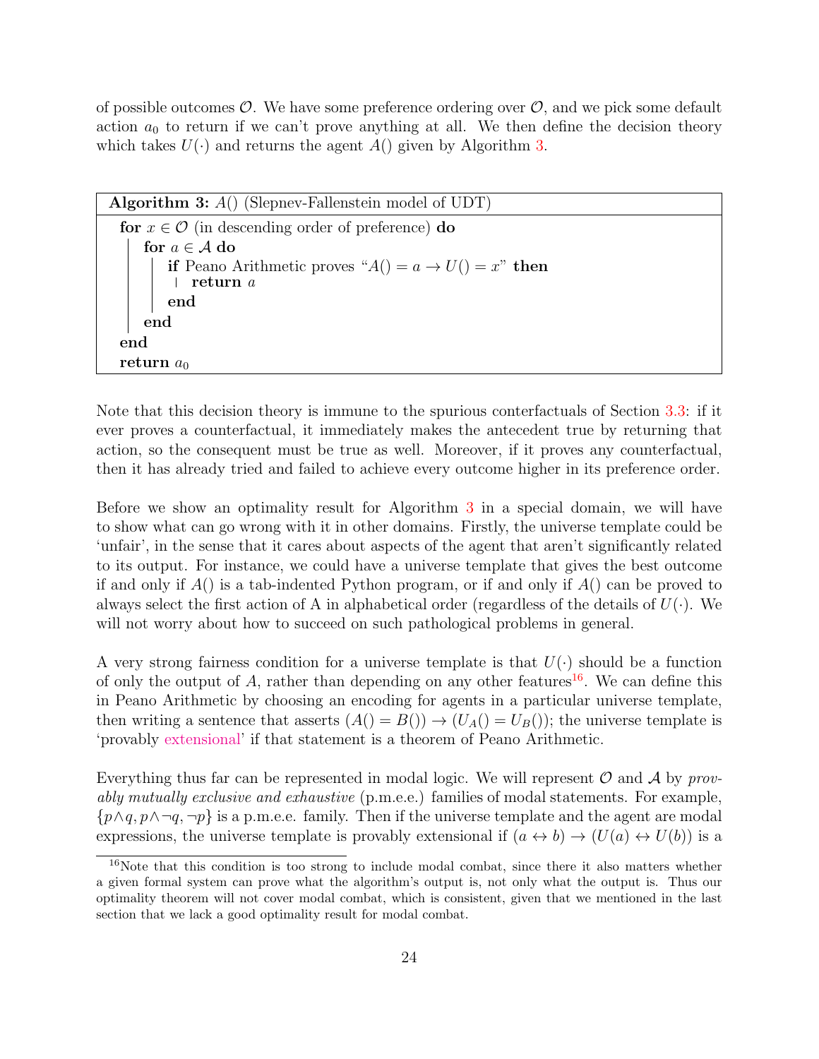of possible outcomes $\mathcal{O}$. We have some preference ordering over $\mathcal{O}$, and we pick some default action $a_0$ to return if we can't prove anything at all. We then define the decision theory which takes $U(\cdot)$ and returns the agent $A()$ given by Algorithm 3.

**Algorithm 3:** $A()$ (Slepnev-Fallenstein model of UDT)

```
for x ∈ O (in descending order of preference) do
    for a ∈ A do
        if Peano Arithmetic proves "A() = a → U() = x" then
            return a
        end
    end
end
return a_0
```

Note that this decision theory is immune to the spurious conterfactuals of Section 3.3: if it ever proves a counterfactual, it immediately makes the antecedent true by returning that action, so the consequent must be true as well. Moreover, if it proves any counterfactual, then it has already tried and failed to achieve every outcome higher in its preference order.

Before we show an optimality result for Algorithm 3 in a special domain, we will have to show what can go wrong with it in other domains. Firstly, the universe template could be 'unfair', in the sense that it cares about aspects of the agent that aren't significantly related to its output. For instance, we could have a universe template that gives the best outcome if and only if $A()$ is a tab-indented Python program, or if and only if $A()$ can be proved to always select the first action of A in alphabetical order (regardless of the details of $U(\cdot)$. We will not worry about how to succeed on such pathological problems in general.

A very strong fairness condition for a universe template is that $U(\cdot)$ should be a function of only the output of $A$, rather than depending on any other features[16]. We can define this in Peano Arithmetic by choosing an encoding for agents in a particular universe template, then writing a sentence that asserts $(A() = B()) \to (U_A() = U_B())$; the universe template is 'provably extensional' if that statement is a theorem of Peano Arithmetic.

Everything thus far can be represented in modal logic. We will represent $\mathcal{O}$ and $\mathcal{A}$ by *provably mutually exclusive and exhaustive* (p.m.e.e.) families of modal statements. For example, $\{p \wedge q, p \wedge \neg q, \neg p\}$ is a p.m.e.e. family. Then if the universe template and the agent are modal expressions, the universe template is provably extensional if $(a \leftrightarrow b) \to (U(a) \leftrightarrow U(b))$ is a

[16]Note that this condition is too strong to include modal combat, since there it also matters whether a given formal system can prove what the algorithm's output is, not only what the output is. Thus our optimality theorem will not cover modal combat, which is consistent, given that we mentioned in the last section that we lack a good optimality result for modal combat.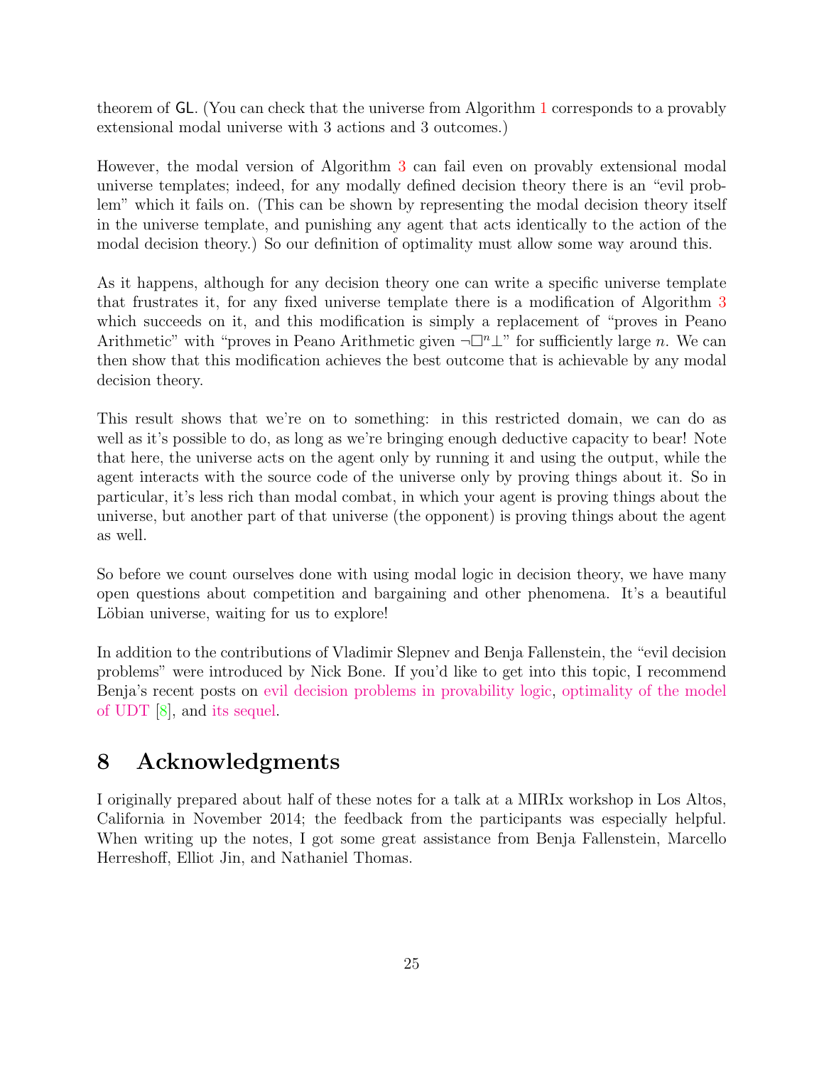theorem of GL. (You can check that the universe from Algorithm 1 corresponds to a provably extensional modal universe with 3 actions and 3 outcomes.)

However, the modal version of Algorithm 3 can fail even on provably extensional modal universe templates; indeed, for any modally defined decision theory there is an "evil problem" which it fails on. (This can be shown by representing the modal decision theory itself in the universe template, and punishing any agent that acts identically to the action of the modal decision theory.) So our definition of optimality must allow some way around this.

As it happens, although for any decision theory one can write a specific universe template that frustrates it, for any fixed universe template there is a modification of Algorithm 3 which succeeds on it, and this modification is simply a replacement of "proves in Peano Arithmetic" with "proves in Peano Arithmetic given $\neg\Box^n\bot$" for sufficiently large $n$. We can then show that this modification achieves the best outcome that is achievable by any modal decision theory.

This result shows that we're on to something: in this restricted domain, we can do as well as it's possible to do, as long as we're bringing enough deductive capacity to bear! Note that here, the universe acts on the agent only by running it and using the output, while the agent interacts with the source code of the universe only by proving things about it. So in particular, it's less rich than modal combat, in which your agent is proving things about the universe, but another part of that universe (the opponent) is proving things about the agent as well.

So before we count ourselves done with using modal logic in decision theory, we have many open questions about competition and bargaining and other phenomena. It's a beautiful Löbian universe, waiting for us to explore!

In addition to the contributions of Vladimir Slepnev and Benja Fallenstein, the "evil decision problems" were introduced by Nick Bone. If you'd like to get into this topic, I recommend Benja's recent posts on evil decision problems in provability logic, optimality of the model of UDT [8], and its sequel.

# 8 Acknowledgments

I originally prepared about half of these notes for a talk at a MIRIx workshop in Los Altos, California in November 2014; the feedback from the participants was especially helpful. When writing up the notes, I got some great assistance from Benja Fallenstein, Marcello Herreshoff, Elliot Jin, and Nathaniel Thomas.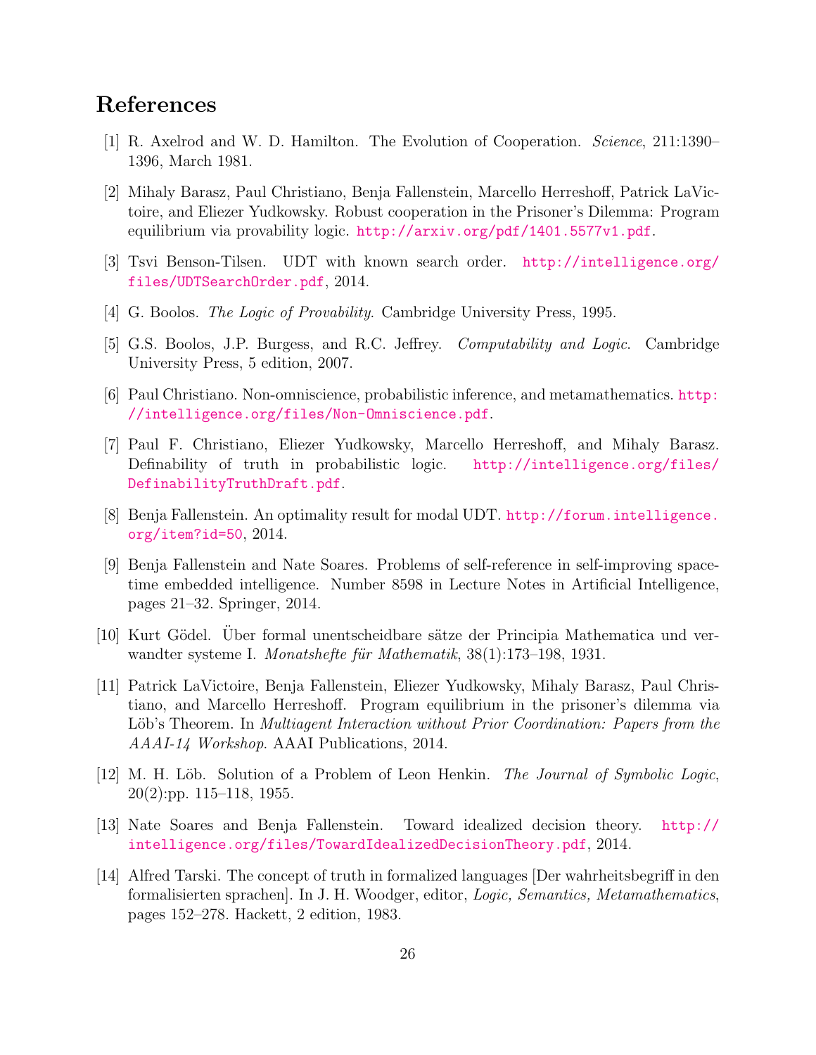# References

[1] R. Axelrod and W. D. Hamilton. The Evolution of Cooperation. *Science*, 211:1390–1396, March 1981.

[2] Mihaly Barasz, Paul Christiano, Benja Fallenstein, Marcello Herreshoff, Patrick LaVictoire, and Eliezer Yudkowsky. Robust cooperation in the Prisoner's Dilemma: Program equilibrium via provability logic. http://arxiv.org/pdf/1401.5577v1.pdf.

[3] Tsvi Benson-Tilsen. UDT with known search order. http://intelligence.org/files/UDTSearchOrder.pdf, 2014.

[4] G. Boolos. *The Logic of Provability*. Cambridge University Press, 1995.

[5] G.S. Boolos, J.P. Burgess, and R.C. Jeffrey. *Computability and Logic*. Cambridge University Press, 5 edition, 2007.

[6] Paul Christiano. Non-omniscience, probabilistic inference, and metamathematics. http://intelligence.org/files/Non-Omniscience.pdf.

[7] Paul F. Christiano, Eliezer Yudkowsky, Marcello Herreshoff, and Mihaly Barasz. Definability of truth in probabilistic logic. http://intelligence.org/files/DefinabilityTruthDraft.pdf.

[8] Benja Fallenstein. An optimality result for modal UDT. http://forum.intelligence.org/item?id=50, 2014.

[9] Benja Fallenstein and Nate Soares. Problems of self-reference in self-improving space-time embedded intelligence. Number 8598 in Lecture Notes in Artificial Intelligence, pages 21–32. Springer, 2014.

[10] Kurt Gödel. Über formal unentscheidbare sätze der Principia Mathematica und verwandter systeme I. *Monatshefte für Mathematik*, 38(1):173–198, 1931.

[11] Patrick LaVictoire, Benja Fallenstein, Eliezer Yudkowsky, Mihaly Barasz, Paul Christiano, and Marcello Herreshoff. Program equilibrium in the prisoner's dilemma via Löb's Theorem. In *Multiagent Interaction without Prior Coordination: Papers from the AAAI-14 Workshop*. AAAI Publications, 2014.

[12] M. H. Löb. Solution of a Problem of Leon Henkin. *The Journal of Symbolic Logic*, 20(2):pp. 115–118, 1955.

[13] Nate Soares and Benja Fallenstein. Toward idealized decision theory. http://intelligence.org/files/TowardIdealizedDecisionTheory.pdf, 2014.

[14] Alfred Tarski. The concept of truth in formalized languages [Der wahrheitsbegriff in den formalisierten sprachen]. In J. H. Woodger, editor, *Logic, Semantics, Metamathematics*, pages 152–278. Hackett, 2 edition, 1983.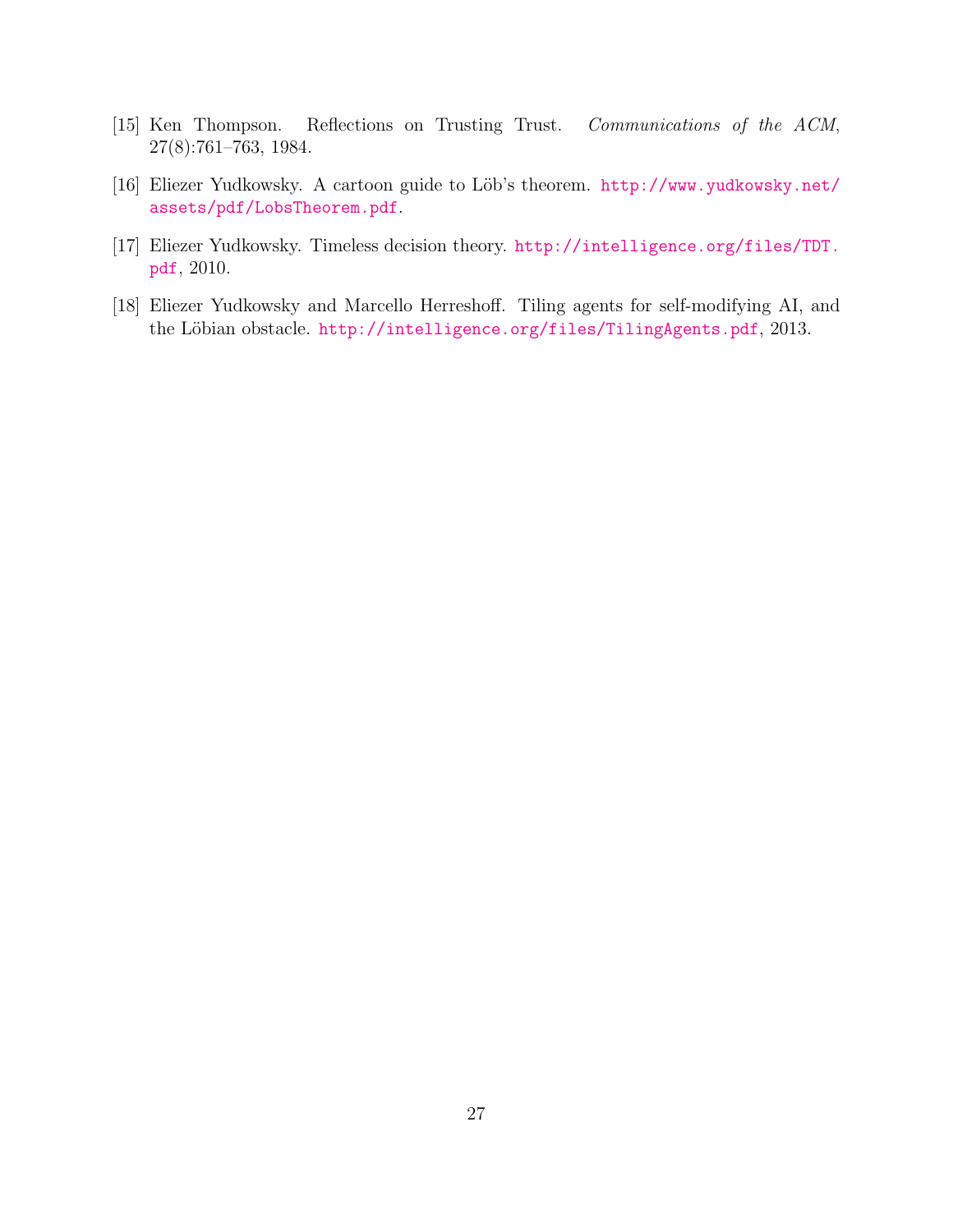[15] Ken Thompson. Reflections on Trusting Trust. *Communications of the ACM*, 27(8):761–763, 1984.

[16] Eliezer Yudkowsky. A cartoon guide to Löb's theorem. http://www.yudkowsky.net/assets/pdf/LobsTheorem.pdf.

[17] Eliezer Yudkowsky. Timeless decision theory. http://intelligence.org/files/TDT.pdf, 2010.

[18] Eliezer Yudkowsky and Marcello Herreshoff. Tiling agents for self-modifying AI, and the Löbian obstacle. http://intelligence.org/files/TilingAgents.pdf, 2013.